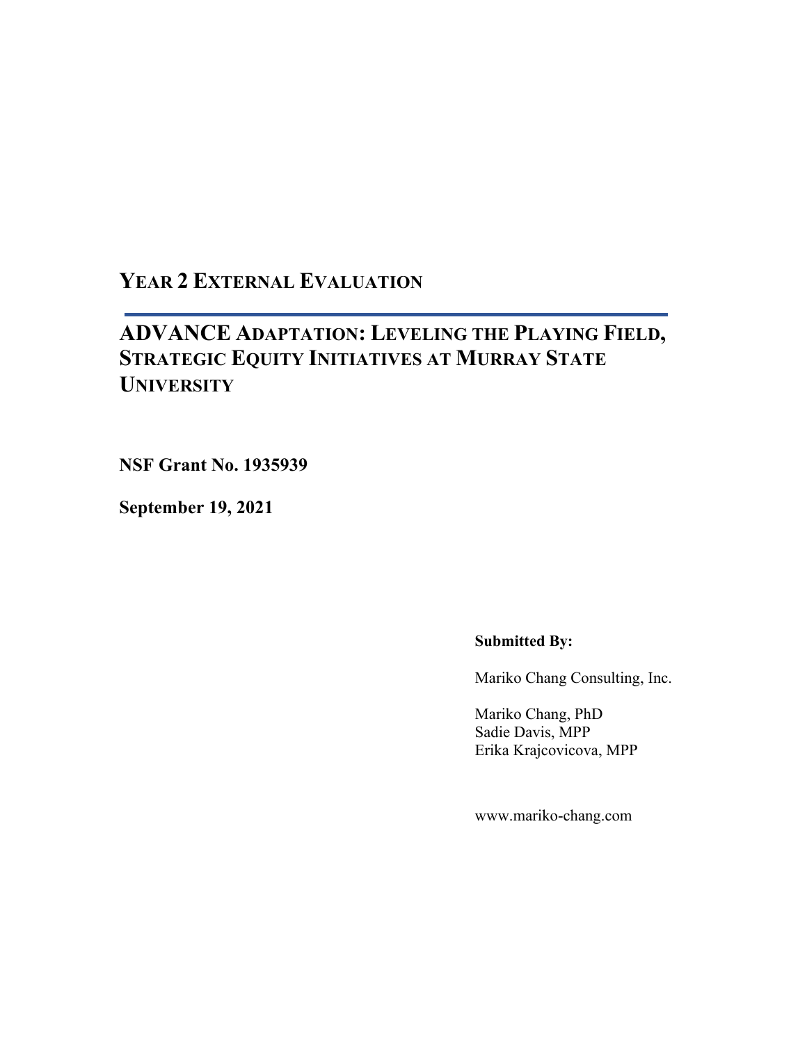# Year 2 External Evaluation

## ADVANCE Adaptation: Leveling the Playing Field, Strategic Equity Initiatives at Murray State University

**NSF Grant No. 1935939**

**September 19, 2021**

**Submitted By:**

Mariko Chang Consulting, Inc.

Mariko Chang, PhD
Sadie Davis, MPP
Erika Krajcovicova, MPP

www.mariko-chang.com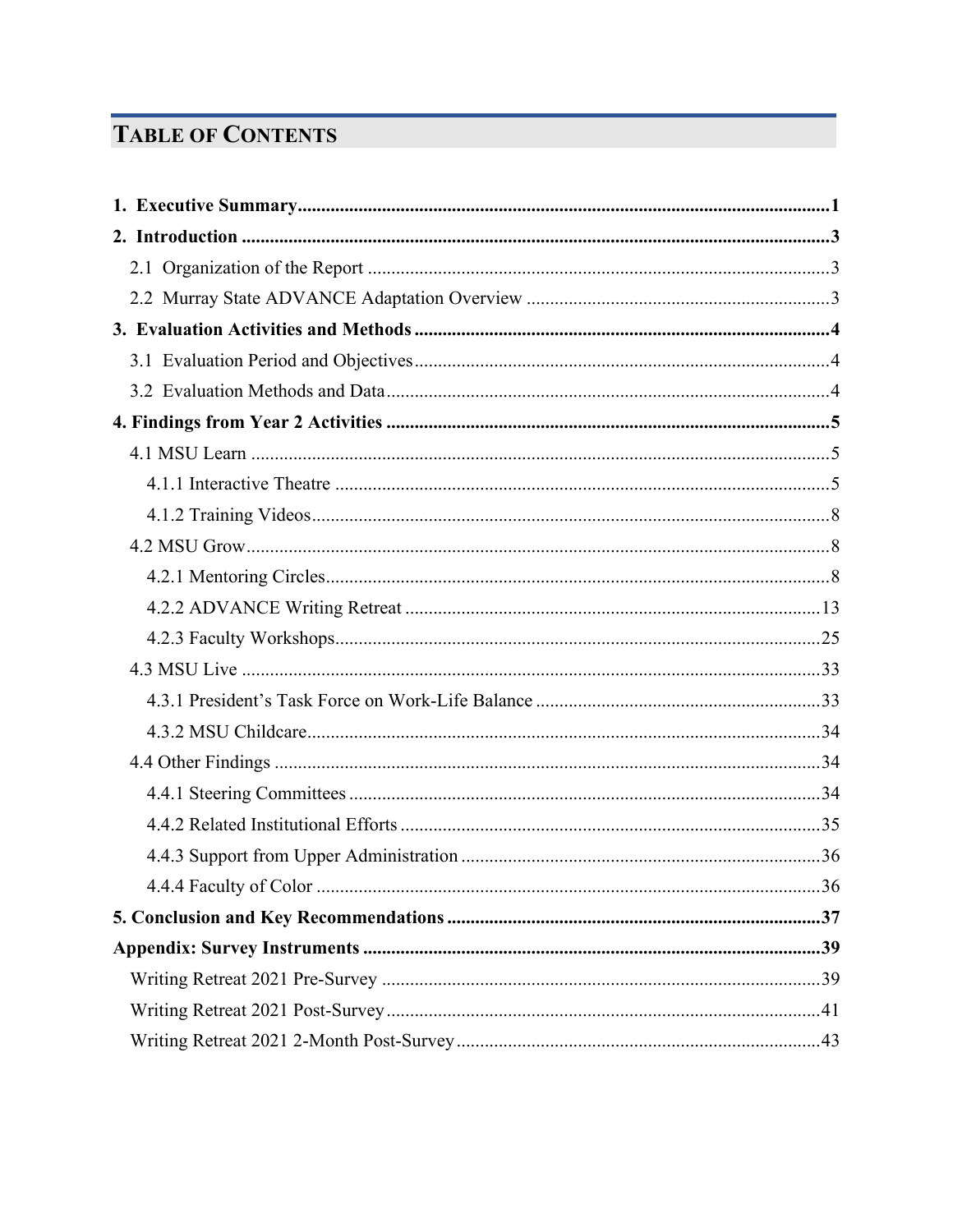## TABLE OF CONTENTS

**1. Executive Summary** ..... **1**

**2. Introduction** ..... **3**

- 2.1 Organization of the Report ..... 3
- 2.2 Murray State ADVANCE Adaptation Overview ..... 3

**3. Evaluation Activities and Methods** ..... **4**

- 3.1 Evaluation Period and Objectives ..... 4
- 3.2 Evaluation Methods and Data ..... 4

**4. Findings from Year 2 Activities** ..... **5**

- 4.1 MSU Learn ..... 5
  - 4.1.1 Interactive Theatre ..... 5
  - 4.1.2 Training Videos ..... 8
- 4.2 MSU Grow ..... 8
  - 4.2.1 Mentoring Circles ..... 8
  - 4.2.2 ADVANCE Writing Retreat ..... 13
  - 4.2.3 Faculty Workshops ..... 25
- 4.3 MSU Live ..... 33
  - 4.3.1 President's Task Force on Work-Life Balance ..... 33
  - 4.3.2 MSU Childcare ..... 34
- 4.4 Other Findings ..... 34
  - 4.4.1 Steering Committees ..... 34
  - 4.4.2 Related Institutional Efforts ..... 35
  - 4.4.3 Support from Upper Administration ..... 36
  - 4.4.4 Faculty of Color ..... 36

**5. Conclusion and Key Recommendations** ..... **37**

**Appendix: Survey Instruments** ..... **39**

- Writing Retreat 2021 Pre-Survey ..... 39
- Writing Retreat 2021 Post-Survey ..... 41
- Writing Retreat 2021 2-Month Post-Survey ..... 43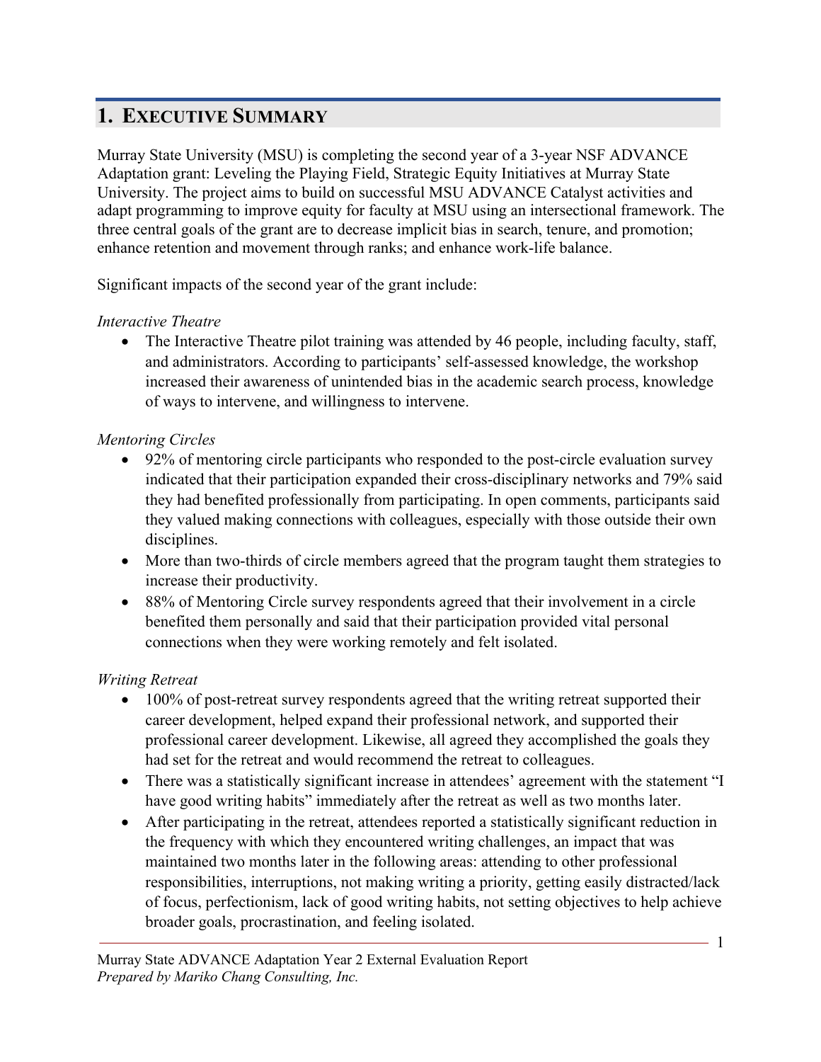## 1. Executive Summary

Murray State University (MSU) is completing the second year of a 3-year NSF ADVANCE Adaptation grant: Leveling the Playing Field, Strategic Equity Initiatives at Murray State University. The project aims to build on successful MSU ADVANCE Catalyst activities and adapt programming to improve equity for faculty at MSU using an intersectional framework. The three central goals of the grant are to decrease implicit bias in search, tenure, and promotion; enhance retention and movement through ranks; and enhance work-life balance.

Significant impacts of the second year of the grant include:

*Interactive Theatre*

- The Interactive Theatre pilot training was attended by 46 people, including faculty, staff, and administrators. According to participants' self-assessed knowledge, the workshop increased their awareness of unintended bias in the academic search process, knowledge of ways to intervene, and willingness to intervene.

*Mentoring Circles*

- 92% of mentoring circle participants who responded to the post-circle evaluation survey indicated that their participation expanded their cross-disciplinary networks and 79% said they had benefited professionally from participating. In open comments, participants said they valued making connections with colleagues, especially with those outside their own disciplines.
- More than two-thirds of circle members agreed that the program taught them strategies to increase their productivity.
- 88% of Mentoring Circle survey respondents agreed that their involvement in a circle benefited them personally and said that their participation provided vital personal connections when they were working remotely and felt isolated.

*Writing Retreat*

- 100% of post-retreat survey respondents agreed that the writing retreat supported their career development, helped expand their professional network, and supported their professional career development. Likewise, all agreed they accomplished the goals they had set for the retreat and would recommend the retreat to colleagues.
- There was a statistically significant increase in attendees' agreement with the statement "I have good writing habits" immediately after the retreat as well as two months later.
- After participating in the retreat, attendees reported a statistically significant reduction in the frequency with which they encountered writing challenges, an impact that was maintained two months later in the following areas: attending to other professional responsibilities, interruptions, not making writing a priority, getting easily distracted/lack of focus, perfectionism, lack of good writing habits, not setting objectives to help achieve broader goals, procrastination, and feeling isolated.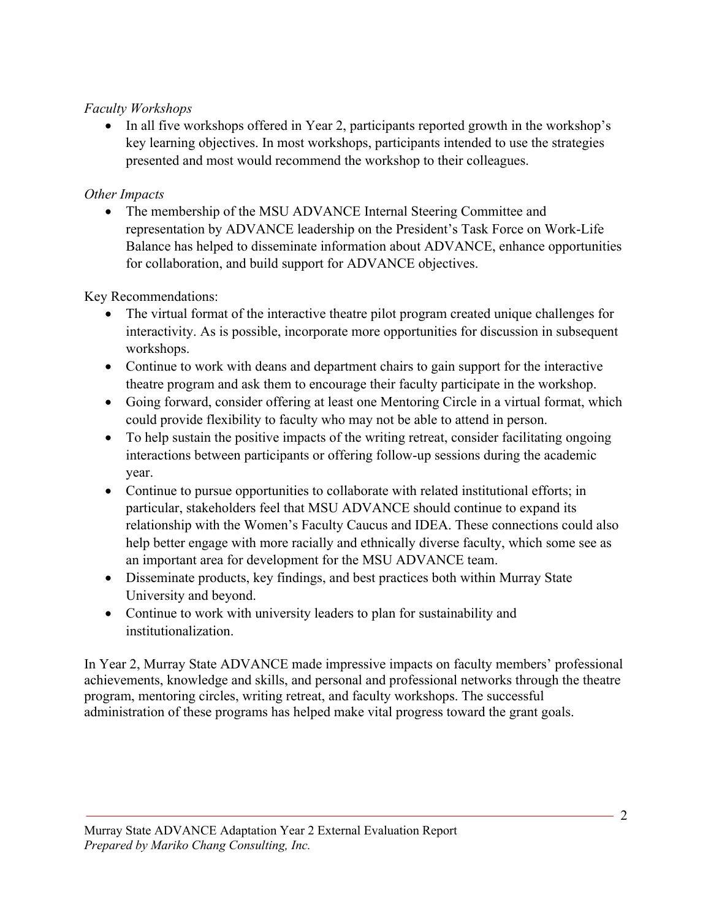*Faculty Workshops*

- In all five workshops offered in Year 2, participants reported growth in the workshop's key learning objectives. In most workshops, participants intended to use the strategies presented and most would recommend the workshop to their colleagues.

*Other Impacts*

- The membership of the MSU ADVANCE Internal Steering Committee and representation by ADVANCE leadership on the President's Task Force on Work-Life Balance has helped to disseminate information about ADVANCE, enhance opportunities for collaboration, and build support for ADVANCE objectives.

Key Recommendations:

- The virtual format of the interactive theatre pilot program created unique challenges for interactivity. As is possible, incorporate more opportunities for discussion in subsequent workshops.
- Continue to work with deans and department chairs to gain support for the interactive theatre program and ask them to encourage their faculty participate in the workshop.
- Going forward, consider offering at least one Mentoring Circle in a virtual format, which could provide flexibility to faculty who may not be able to attend in person.
- To help sustain the positive impacts of the writing retreat, consider facilitating ongoing interactions between participants or offering follow-up sessions during the academic year.
- Continue to pursue opportunities to collaborate with related institutional efforts; in particular, stakeholders feel that MSU ADVANCE should continue to expand its relationship with the Women's Faculty Caucus and IDEA. These connections could also help better engage with more racially and ethnically diverse faculty, which some see as an important area for development for the MSU ADVANCE team.
- Disseminate products, key findings, and best practices both within Murray State University and beyond.
- Continue to work with university leaders to plan for sustainability and institutionalization.

In Year 2, Murray State ADVANCE made impressive impacts on faculty members' professional achievements, knowledge and skills, and personal and professional networks through the theatre program, mentoring circles, writing retreat, and faculty workshops. The successful administration of these programs has helped make vital progress toward the grant goals.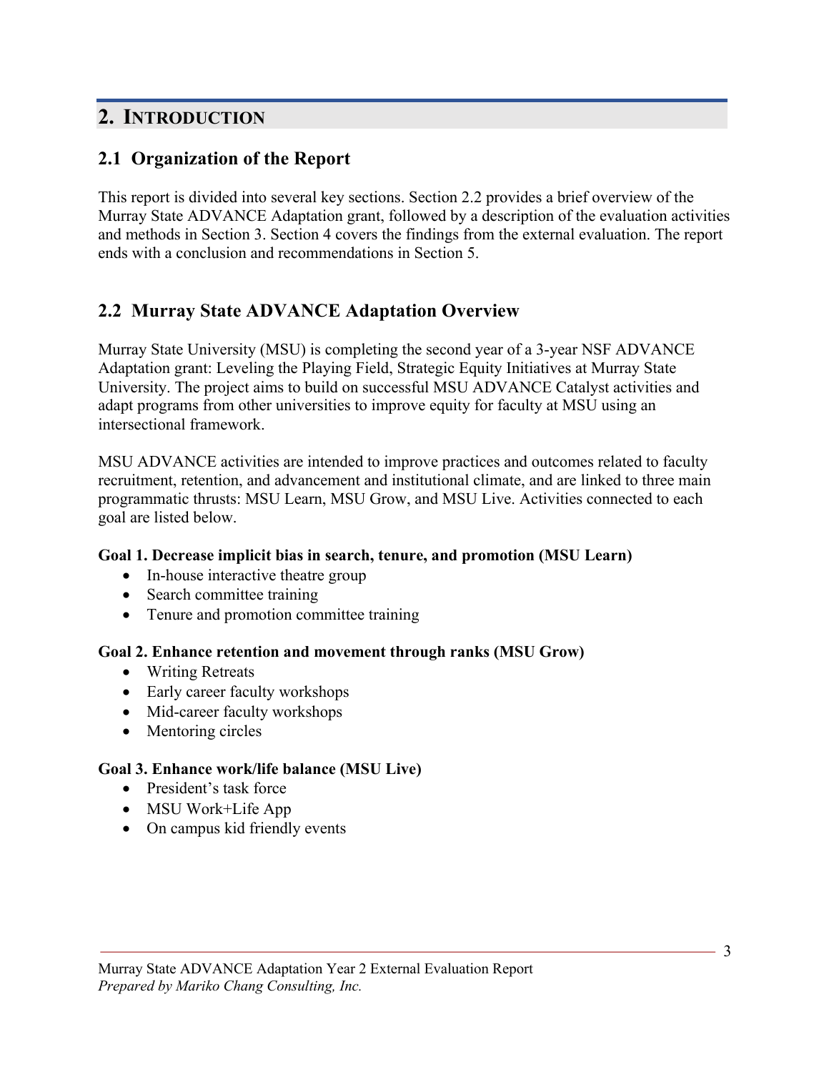# 2. Introduction

## 2.1 Organization of the Report

This report is divided into several key sections. Section 2.2 provides a brief overview of the Murray State ADVANCE Adaptation grant, followed by a description of the evaluation activities and methods in Section 3. Section 4 covers the findings from the external evaluation. The report ends with a conclusion and recommendations in Section 5.

## 2.2 Murray State ADVANCE Adaptation Overview

Murray State University (MSU) is completing the second year of a 3-year NSF ADVANCE Adaptation grant: Leveling the Playing Field, Strategic Equity Initiatives at Murray State University. The project aims to build on successful MSU ADVANCE Catalyst activities and adapt programs from other universities to improve equity for faculty at MSU using an intersectional framework.

MSU ADVANCE activities are intended to improve practices and outcomes related to faculty recruitment, retention, and advancement and institutional climate, and are linked to three main programmatic thrusts: MSU Learn, MSU Grow, and MSU Live. Activities connected to each goal are listed below.

**Goal 1. Decrease implicit bias in search, tenure, and promotion (MSU Learn)**

- In-house interactive theatre group
- Search committee training
- Tenure and promotion committee training

**Goal 2. Enhance retention and movement through ranks (MSU Grow)**

- Writing Retreats
- Early career faculty workshops
- Mid-career faculty workshops
- Mentoring circles

**Goal 3. Enhance work/life balance (MSU Live)**

- President's task force
- MSU Work+Life App
- On campus kid friendly events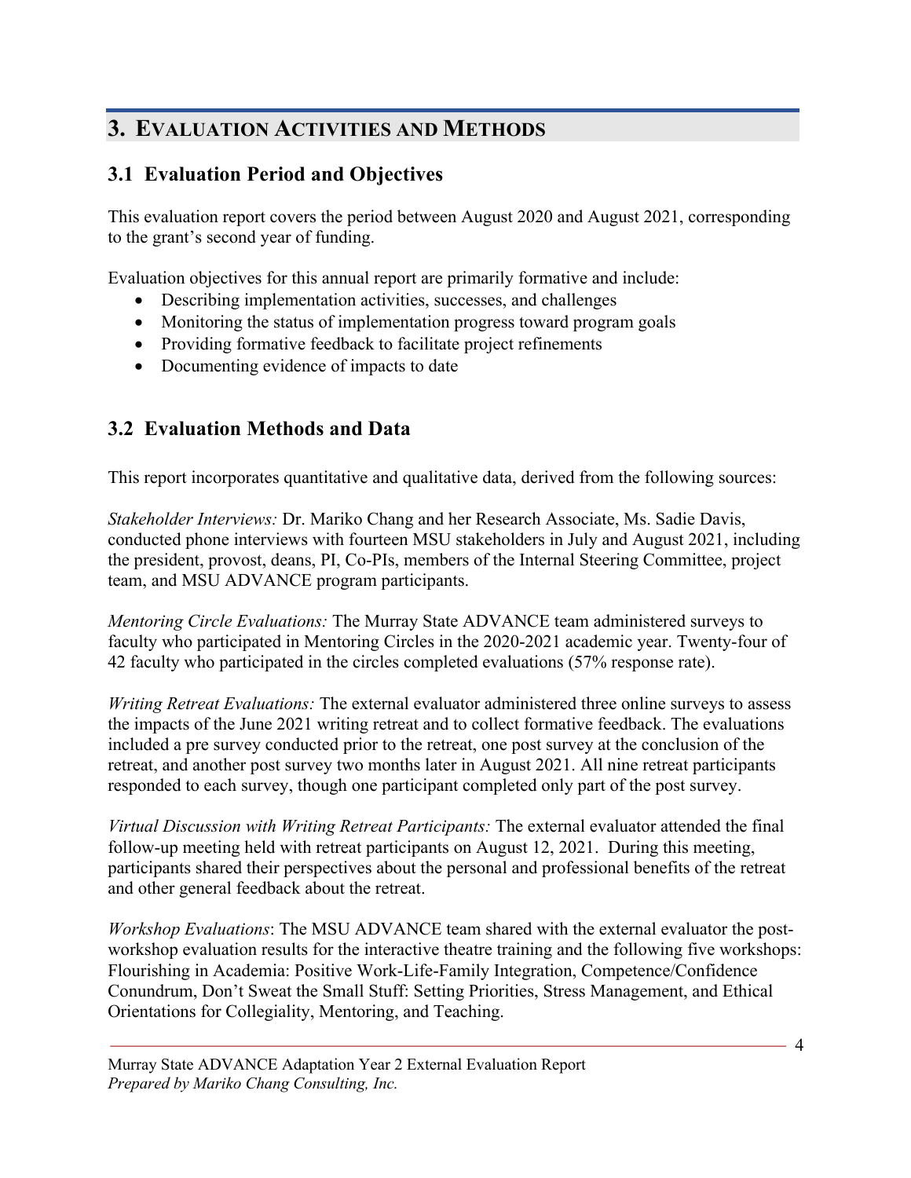## 3. Evaluation Activities and Methods

### 3.1 Evaluation Period and Objectives

This evaluation report covers the period between August 2020 and August 2021, corresponding to the grant's second year of funding.

Evaluation objectives for this annual report are primarily formative and include:

- Describing implementation activities, successes, and challenges
- Monitoring the status of implementation progress toward program goals
- Providing formative feedback to facilitate project refinements
- Documenting evidence of impacts to date

### 3.2 Evaluation Methods and Data

This report incorporates quantitative and qualitative data, derived from the following sources:

*Stakeholder Interviews:* Dr. Mariko Chang and her Research Associate, Ms. Sadie Davis, conducted phone interviews with fourteen MSU stakeholders in July and August 2021, including the president, provost, deans, PI, Co-PIs, members of the Internal Steering Committee, project team, and MSU ADVANCE program participants.

*Mentoring Circle Evaluations:* The Murray State ADVANCE team administered surveys to faculty who participated in Mentoring Circles in the 2020-2021 academic year. Twenty-four of 42 faculty who participated in the circles completed evaluations (57% response rate).

*Writing Retreat Evaluations:* The external evaluator administered three online surveys to assess the impacts of the June 2021 writing retreat and to collect formative feedback. The evaluations included a pre survey conducted prior to the retreat, one post survey at the conclusion of the retreat, and another post survey two months later in August 2021. All nine retreat participants responded to each survey, though one participant completed only part of the post survey.

*Virtual Discussion with Writing Retreat Participants:* The external evaluator attended the final follow-up meeting held with retreat participants on August 12, 2021. During this meeting, participants shared their perspectives about the personal and professional benefits of the retreat and other general feedback about the retreat.

*Workshop Evaluations*: The MSU ADVANCE team shared with the external evaluator the post-workshop evaluation results for the interactive theatre training and the following five workshops: Flourishing in Academia: Positive Work-Life-Family Integration, Competence/Confidence Conundrum, Don't Sweat the Small Stuff: Setting Priorities, Stress Management, and Ethical Orientations for Collegiality, Mentoring, and Teaching.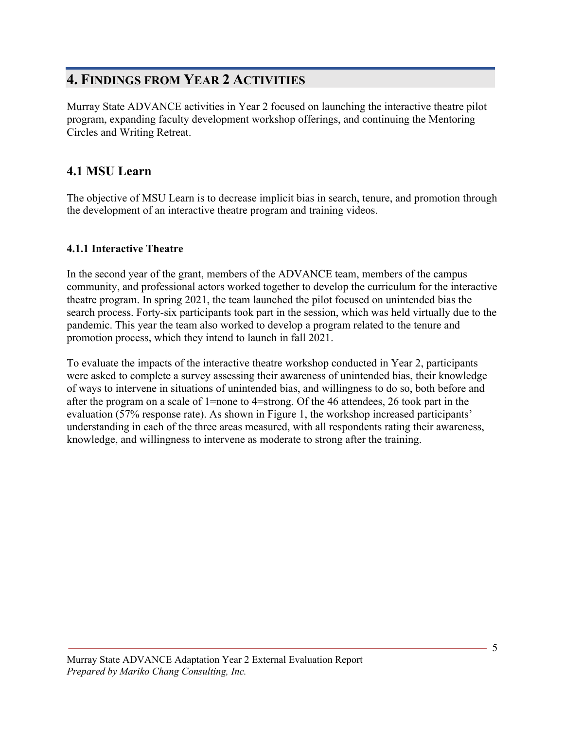# 4. Findings from Year 2 Activities

Murray State ADVANCE activities in Year 2 focused on launching the interactive theatre pilot program, expanding faculty development workshop offerings, and continuing the Mentoring Circles and Writing Retreat.

## 4.1 MSU Learn

The objective of MSU Learn is to decrease implicit bias in search, tenure, and promotion through the development of an interactive theatre program and training videos.

### 4.1.1 Interactive Theatre

In the second year of the grant, members of the ADVANCE team, members of the campus community, and professional actors worked together to develop the curriculum for the interactive theatre program. In spring 2021, the team launched the pilot focused on unintended bias the search process. Forty-six participants took part in the session, which was held virtually due to the pandemic. This year the team also worked to develop a program related to the tenure and promotion process, which they intend to launch in fall 2021.

To evaluate the impacts of the interactive theatre workshop conducted in Year 2, participants were asked to complete a survey assessing their awareness of unintended bias, their knowledge of ways to intervene in situations of unintended bias, and willingness to do so, both before and after the program on a scale of 1=none to 4=strong. Of the 46 attendees, 26 took part in the evaluation (57% response rate). As shown in Figure 1, the workshop increased participants' understanding in each of the three areas measured, with all respondents rating their awareness, knowledge, and willingness to intervene as moderate to strong after the training.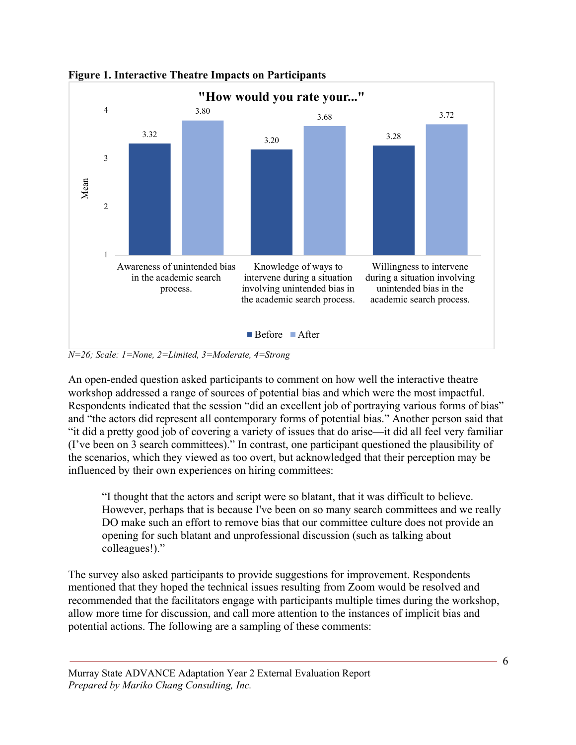**Figure 1. Interactive Theatre Impacts on Participants**

"How would you rate your..."

| | Before | After |
|---|---|---|
| Awareness of unintended bias in the academic search process. | 3.32 | 3.80 |
| Knowledge of ways to intervene during a situation involving unintended bias in the academic search process. | 3.20 | 3.68 |
| Willingness to intervene during a situation involving unintended bias in the academic search process. | 3.28 | 3.72 |

*N=26; Scale: 1=None, 2=Limited, 3=Moderate, 4=Strong*

An open-ended question asked participants to comment on how well the interactive theatre workshop addressed a range of sources of potential bias and which were the most impactful. Respondents indicated that the session "did an excellent job of portraying various forms of bias" and "the actors did represent all contemporary forms of potential bias." Another person said that "it did a pretty good job of covering a variety of issues that do arise—it did all feel very familiar (I've been on 3 search committees)." In contrast, one participant questioned the plausibility of the scenarios, which they viewed as too overt, but acknowledged that their perception may be influenced by their own experiences on hiring committees:

> "I thought that the actors and script were so blatant, that it was difficult to believe. However, perhaps that is because I've been on so many search committees and we really DO make such an effort to remove bias that our committee culture does not provide an opening for such blatant and unprofessional discussion (such as talking about colleagues!)."

The survey also asked participants to provide suggestions for improvement. Respondents mentioned that they hoped the technical issues resulting from Zoom would be resolved and recommended that the facilitators engage with participants multiple times during the workshop, allow more time for discussion, and call more attention to the instances of implicit bias and potential actions. The following are a sampling of these comments: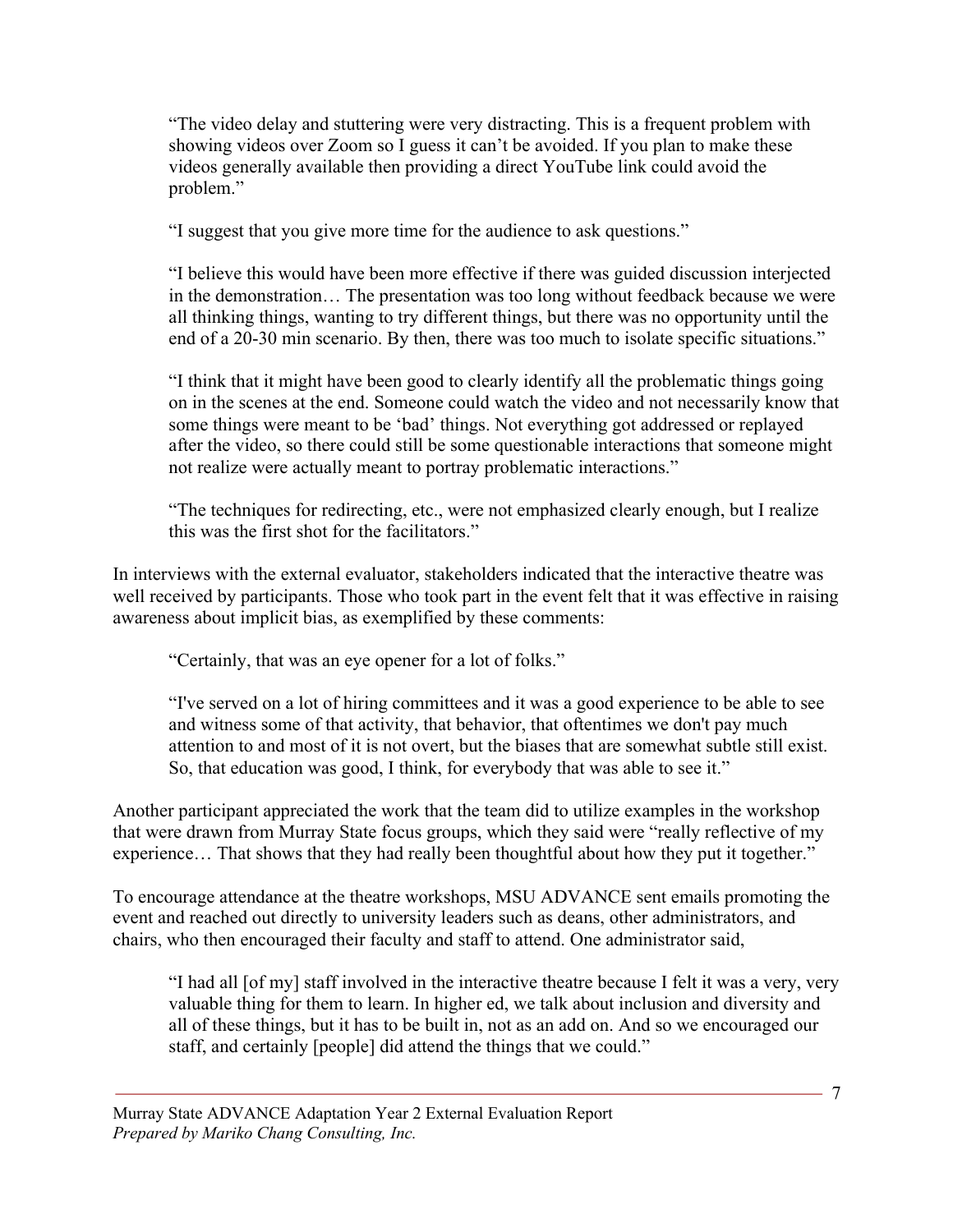> "The video delay and stuttering were very distracting. This is a frequent problem with showing videos over Zoom so I guess it can't be avoided. If you plan to make these videos generally available then providing a direct YouTube link could avoid the problem."

> "I suggest that you give more time for the audience to ask questions."

> "I believe this would have been more effective if there was guided discussion interjected in the demonstration… The presentation was too long without feedback because we were all thinking things, wanting to try different things, but there was no opportunity until the end of a 20-30 min scenario. By then, there was too much to isolate specific situations."

> "I think that it might have been good to clearly identify all the problematic things going on in the scenes at the end. Someone could watch the video and not necessarily know that some things were meant to be 'bad' things. Not everything got addressed or replayed after the video, so there could still be some questionable interactions that someone might not realize were actually meant to portray problematic interactions."

> "The techniques for redirecting, etc., were not emphasized clearly enough, but I realize this was the first shot for the facilitators."

In interviews with the external evaluator, stakeholders indicated that the interactive theatre was well received by participants. Those who took part in the event felt that it was effective in raising awareness about implicit bias, as exemplified by these comments:

> "Certainly, that was an eye opener for a lot of folks."

> "I've served on a lot of hiring committees and it was a good experience to be able to see and witness some of that activity, that behavior, that oftentimes we don't pay much attention to and most of it is not overt, but the biases that are somewhat subtle still exist. So, that education was good, I think, for everybody that was able to see it."

Another participant appreciated the work that the team did to utilize examples in the workshop that were drawn from Murray State focus groups, which they said were "really reflective of my experience… That shows that they had really been thoughtful about how they put it together."

To encourage attendance at the theatre workshops, MSU ADVANCE sent emails promoting the event and reached out directly to university leaders such as deans, other administrators, and chairs, who then encouraged their faculty and staff to attend. One administrator said,

> "I had all [of my] staff involved in the interactive theatre because I felt it was a very, very valuable thing for them to learn. In higher ed, we talk about inclusion and diversity and all of these things, but it has to be built in, not as an add on. And so we encouraged our staff, and certainly [people] did attend the things that we could."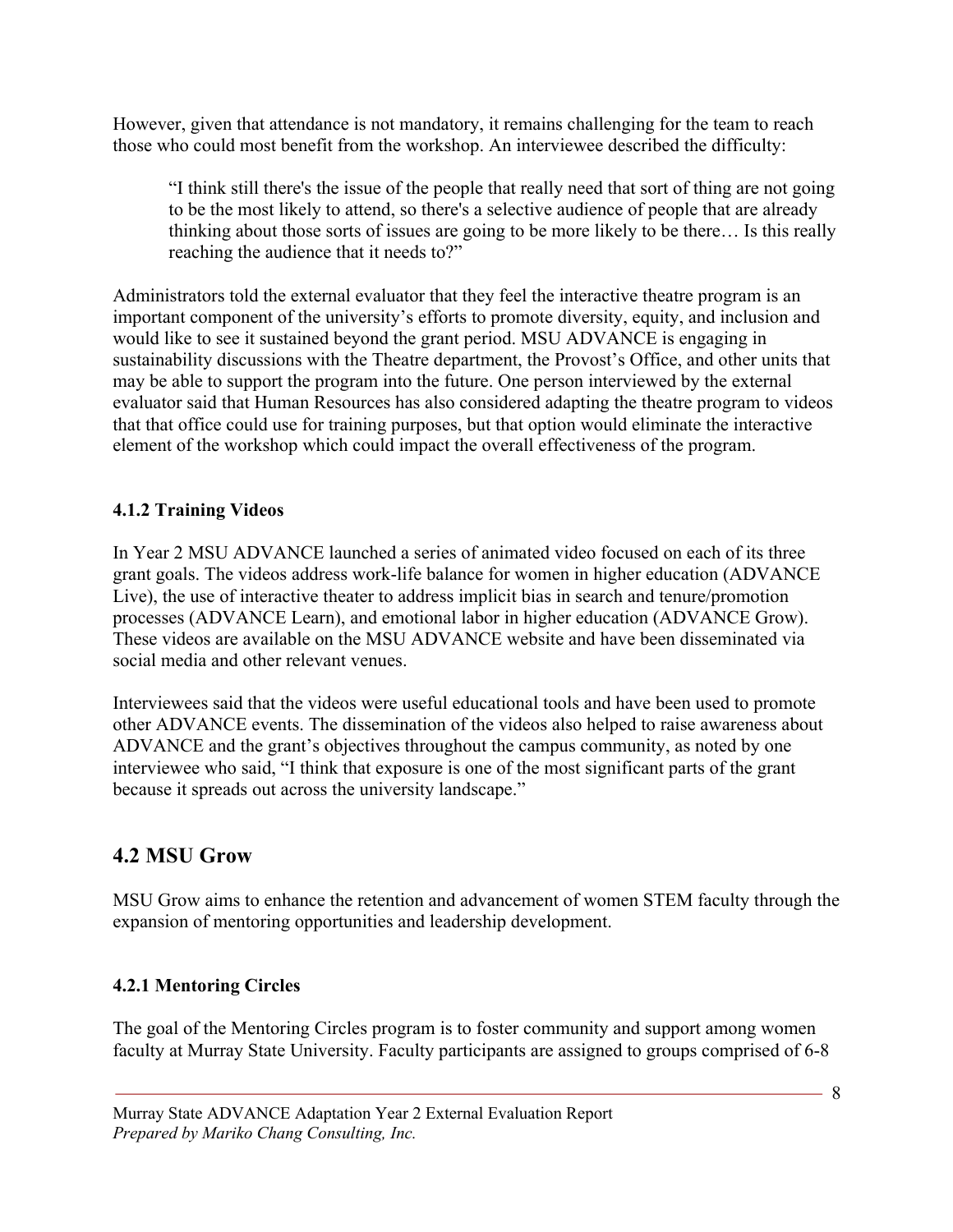However, given that attendance is not mandatory, it remains challenging for the team to reach those who could most benefit from the workshop. An interviewee described the difficulty:

> "I think still there's the issue of the people that really need that sort of thing are not going to be the most likely to attend, so there's a selective audience of people that are already thinking about those sorts of issues are going to be more likely to be there… Is this really reaching the audience that it needs to?"

Administrators told the external evaluator that they feel the interactive theatre program is an important component of the university's efforts to promote diversity, equity, and inclusion and would like to see it sustained beyond the grant period. MSU ADVANCE is engaging in sustainability discussions with the Theatre department, the Provost's Office, and other units that may be able to support the program into the future. One person interviewed by the external evaluator said that Human Resources has also considered adapting the theatre program to videos that that office could use for training purposes, but that option would eliminate the interactive element of the workshop which could impact the overall effectiveness of the program.

### 4.1.2 Training Videos

In Year 2 MSU ADVANCE launched a series of animated video focused on each of its three grant goals. The videos address work-life balance for women in higher education (ADVANCE Live), the use of interactive theater to address implicit bias in search and tenure/promotion processes (ADVANCE Learn), and emotional labor in higher education (ADVANCE Grow). These videos are available on the MSU ADVANCE website and have been disseminated via social media and other relevant venues.

Interviewees said that the videos were useful educational tools and have been used to promote other ADVANCE events. The dissemination of the videos also helped to raise awareness about ADVANCE and the grant's objectives throughout the campus community, as noted by one interviewee who said, "I think that exposure is one of the most significant parts of the grant because it spreads out across the university landscape."

## 4.2 MSU Grow

MSU Grow aims to enhance the retention and advancement of women STEM faculty through the expansion of mentoring opportunities and leadership development.

### 4.2.1 Mentoring Circles

The goal of the Mentoring Circles program is to foster community and support among women faculty at Murray State University. Faculty participants are assigned to groups comprised of 6-8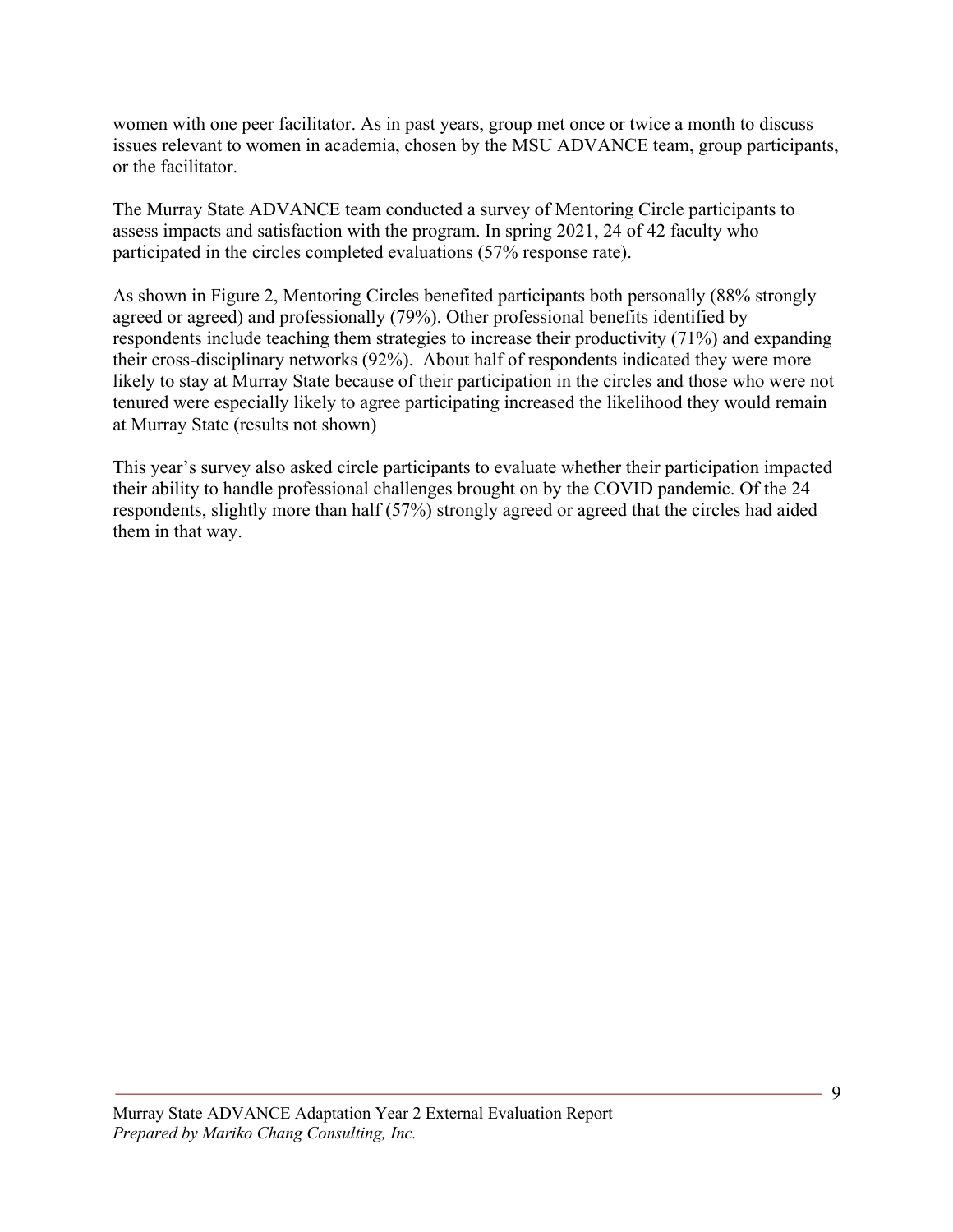women with one peer facilitator. As in past years, group met once or twice a month to discuss issues relevant to women in academia, chosen by the MSU ADVANCE team, group participants, or the facilitator.

The Murray State ADVANCE team conducted a survey of Mentoring Circle participants to assess impacts and satisfaction with the program. In spring 2021, 24 of 42 faculty who participated in the circles completed evaluations (57% response rate).

As shown in Figure 2, Mentoring Circles benefited participants both personally (88% strongly agreed or agreed) and professionally (79%). Other professional benefits identified by respondents include teaching them strategies to increase their productivity (71%) and expanding their cross-disciplinary networks (92%). About half of respondents indicated they were more likely to stay at Murray State because of their participation in the circles and those who were not tenured were especially likely to agree participating increased the likelihood they would remain at Murray State (results not shown)

This year's survey also asked circle participants to evaluate whether their participation impacted their ability to handle professional challenges brought on by the COVID pandemic. Of the 24 respondents, slightly more than half (57%) strongly agreed or agreed that the circles had aided them in that way.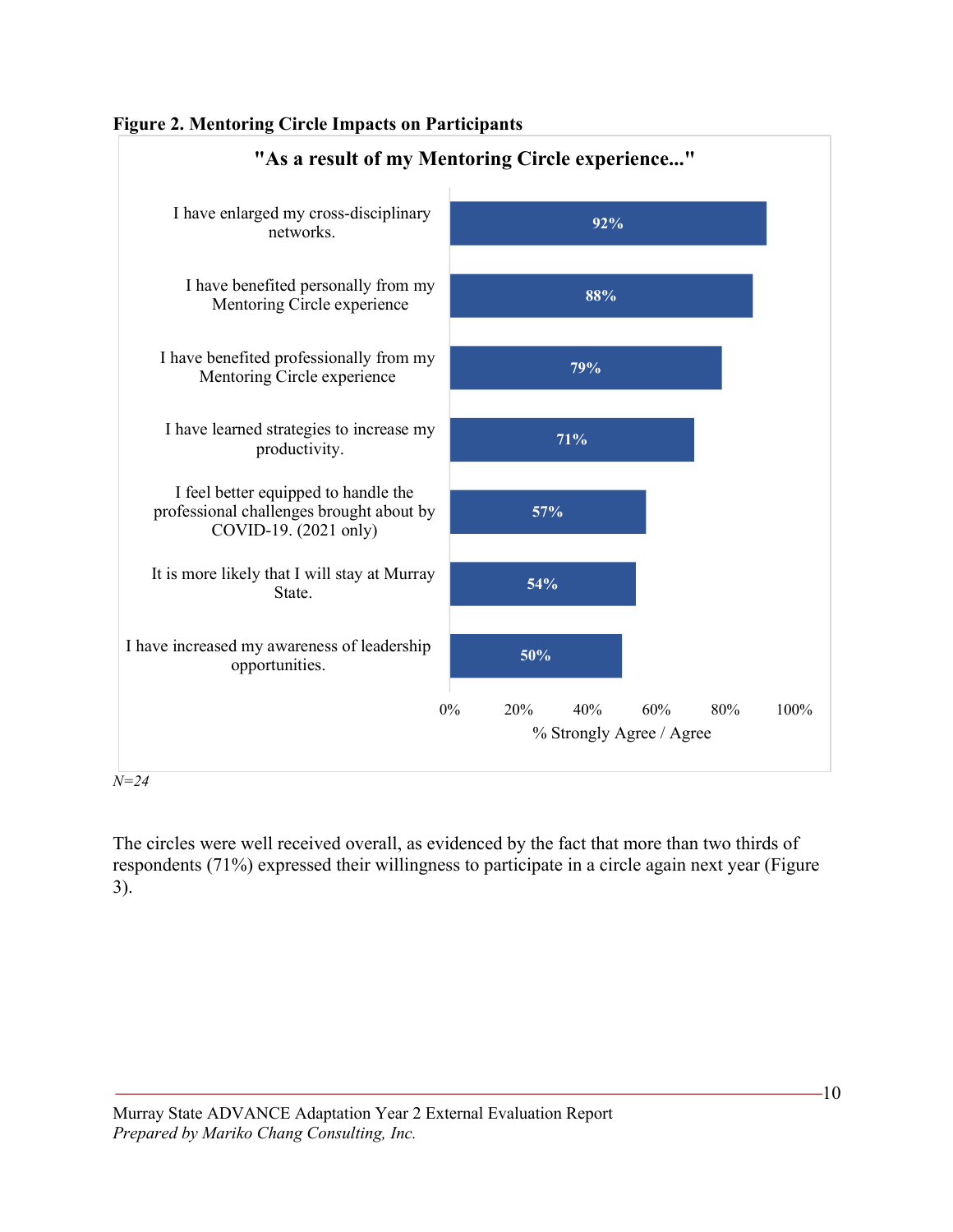**Figure 2. Mentoring Circle Impacts on Participants**

"As a result of my Mentoring Circle experience..."

| Statement | % Strongly Agree / Agree |
|---|---|
| I have enlarged my cross-disciplinary networks. | 92% |
| I have benefited personally from my Mentoring Circle experience | 88% |
| I have benefited professionally from my Mentoring Circle experience | 79% |
| I have learned strategies to increase my productivity. | 71% |
| I feel better equipped to handle the professional challenges brought about by COVID-19. (2021 only) | 57% |
| It is more likely that I will stay at Murray State. | 54% |
| I have increased my awareness of leadership opportunities. | 50% |

*N=24*

The circles were well received overall, as evidenced by the fact that more than two thirds of respondents (71%) expressed their willingness to participate in a circle again next year (Figure 3).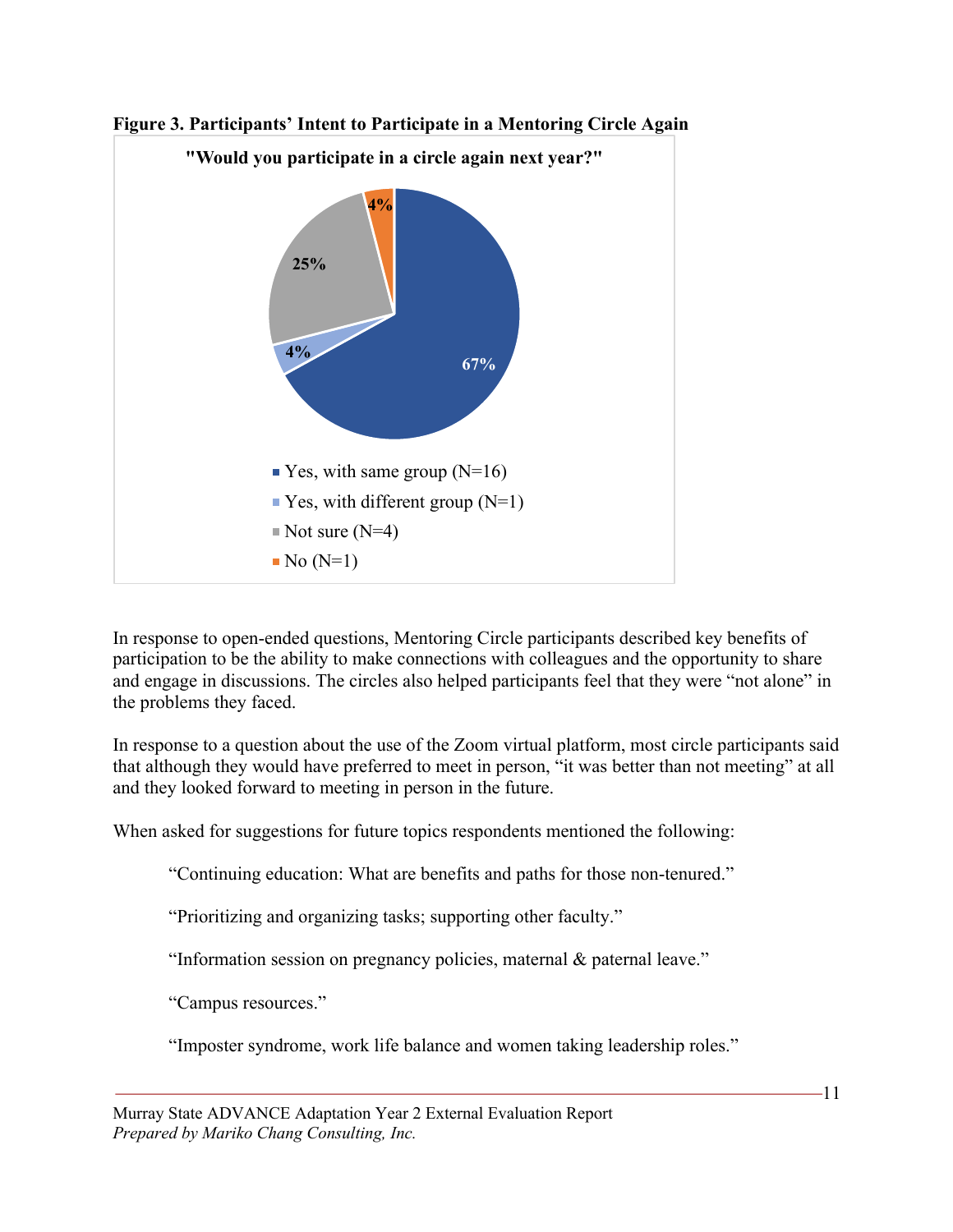**Figure 3. Participants' Intent to Participate in a Mentoring Circle Again**

"Would you participate in a circle again next year?"

| Response | Percentage |
| --- | --- |
| Yes, with same group (N=16) | 67% |
| Yes, with different group (N=1) | 4% |
| Not sure (N=4) | 25% |
| No (N=1) | 4% |

In response to open-ended questions, Mentoring Circle participants described key benefits of participation to be the ability to make connections with colleagues and the opportunity to share and engage in discussions. The circles also helped participants feel that they were "not alone" in the problems they faced.

In response to a question about the use of the Zoom virtual platform, most circle participants said that although they would have preferred to meet in person, "it was better than not meeting" at all and they looked forward to meeting in person in the future.

When asked for suggestions for future topics respondents mentioned the following:

> "Continuing education: What are benefits and paths for those non-tenured."
>
> "Prioritizing and organizing tasks; supporting other faculty."
>
> "Information session on pregnancy policies, maternal & paternal leave."
>
> "Campus resources."
>
> "Imposter syndrome, work life balance and women taking leadership roles."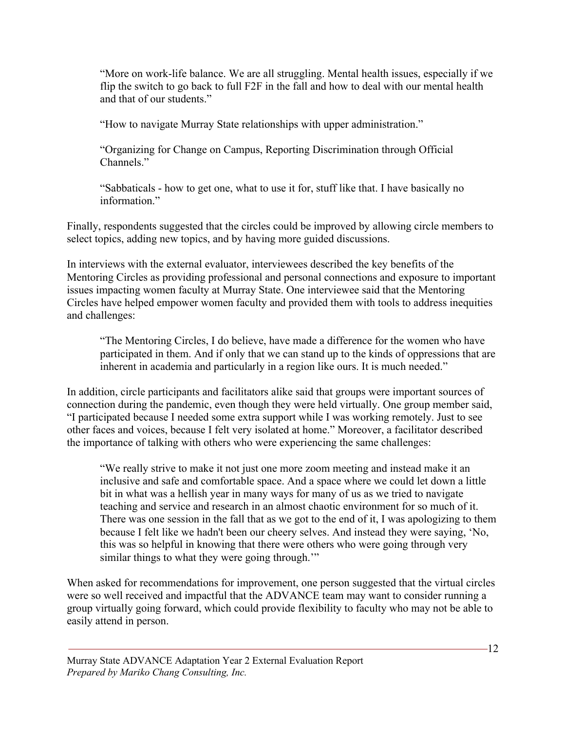> "More on work-life balance. We are all struggling. Mental health issues, especially if we flip the switch to go back to full F2F in the fall and how to deal with our mental health and that of our students."

> "How to navigate Murray State relationships with upper administration."

> "Organizing for Change on Campus, Reporting Discrimination through Official Channels."

> "Sabbaticals - how to get one, what to use it for, stuff like that. I have basically no information."

Finally, respondents suggested that the circles could be improved by allowing circle members to select topics, adding new topics, and by having more guided discussions.

In interviews with the external evaluator, interviewees described the key benefits of the Mentoring Circles as providing professional and personal connections and exposure to important issues impacting women faculty at Murray State. One interviewee said that the Mentoring Circles have helped empower women faculty and provided them with tools to address inequities and challenges:

> "The Mentoring Circles, I do believe, have made a difference for the women who have participated in them. And if only that we can stand up to the kinds of oppressions that are inherent in academia and particularly in a region like ours. It is much needed."

In addition, circle participants and facilitators alike said that groups were important sources of connection during the pandemic, even though they were held virtually. One group member said, "I participated because I needed some extra support while I was working remotely. Just to see other faces and voices, because I felt very isolated at home." Moreover, a facilitator described the importance of talking with others who were experiencing the same challenges:

> "We really strive to make it not just one more zoom meeting and instead make it an inclusive and safe and comfortable space. And a space where we could let down a little bit in what was a hellish year in many ways for many of us as we tried to navigate teaching and service and research in an almost chaotic environment for so much of it. There was one session in the fall that as we got to the end of it, I was apologizing to them because I felt like we hadn't been our cheery selves. And instead they were saying, 'No, this was so helpful in knowing that there were others who were going through very similar things to what they were going through.'"

When asked for recommendations for improvement, one person suggested that the virtual circles were so well received and impactful that the ADVANCE team may want to consider running a group virtually going forward, which could provide flexibility to faculty who may not be able to easily attend in person.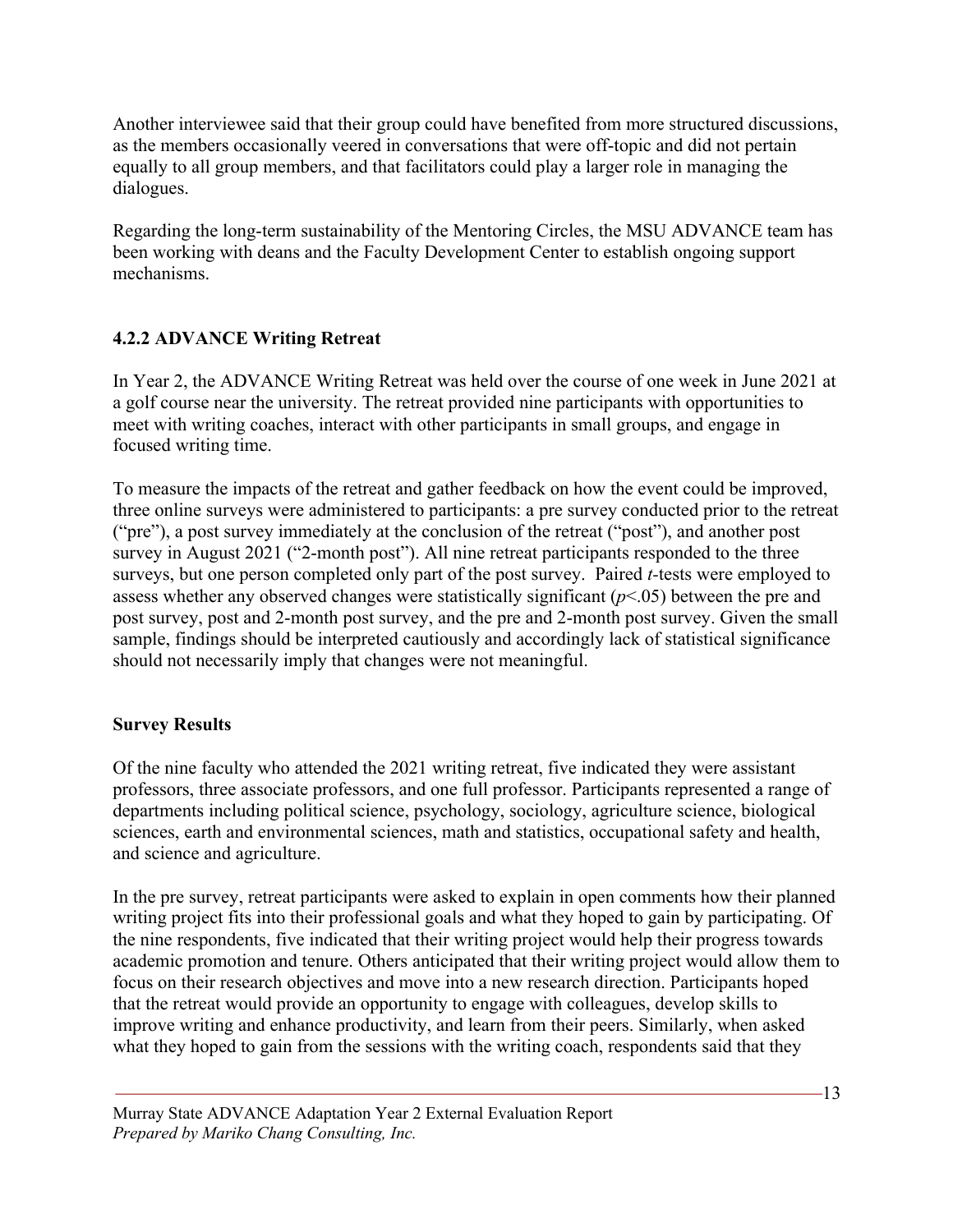Another interviewee said that their group could have benefited from more structured discussions, as the members occasionally veered in conversations that were off-topic and did not pertain equally to all group members, and that facilitators could play a larger role in managing the dialogues.

Regarding the long-term sustainability of the Mentoring Circles, the MSU ADVANCE team has been working with deans and the Faculty Development Center to establish ongoing support mechanisms.

### 4.2.2 ADVANCE Writing Retreat

In Year 2, the ADVANCE Writing Retreat was held over the course of one week in June 2021 at a golf course near the university. The retreat provided nine participants with opportunities to meet with writing coaches, interact with other participants in small groups, and engage in focused writing time.

To measure the impacts of the retreat and gather feedback on how the event could be improved, three online surveys were administered to participants: a pre survey conducted prior to the retreat ("pre"), a post survey immediately at the conclusion of the retreat ("post"), and another post survey in August 2021 ("2-month post"). All nine retreat participants responded to the three surveys, but one person completed only part of the post survey. Paired *t*-tests were employed to assess whether any observed changes were statistically significant ($p<.05$) between the pre and post survey, post and 2-month post survey, and the pre and 2-month post survey. Given the small sample, findings should be interpreted cautiously and accordingly lack of statistical significance should not necessarily imply that changes were not meaningful.

#### Survey Results

Of the nine faculty who attended the 2021 writing retreat, five indicated they were assistant professors, three associate professors, and one full professor. Participants represented a range of departments including political science, psychology, sociology, agriculture science, biological sciences, earth and environmental sciences, math and statistics, occupational safety and health, and science and agriculture.

In the pre survey, retreat participants were asked to explain in open comments how their planned writing project fits into their professional goals and what they hoped to gain by participating. Of the nine respondents, five indicated that their writing project would help their progress towards academic promotion and tenure. Others anticipated that their writing project would allow them to focus on their research objectives and move into a new research direction. Participants hoped that the retreat would provide an opportunity to engage with colleagues, develop skills to improve writing and enhance productivity, and learn from their peers. Similarly, when asked what they hoped to gain from the sessions with the writing coach, respondents said that they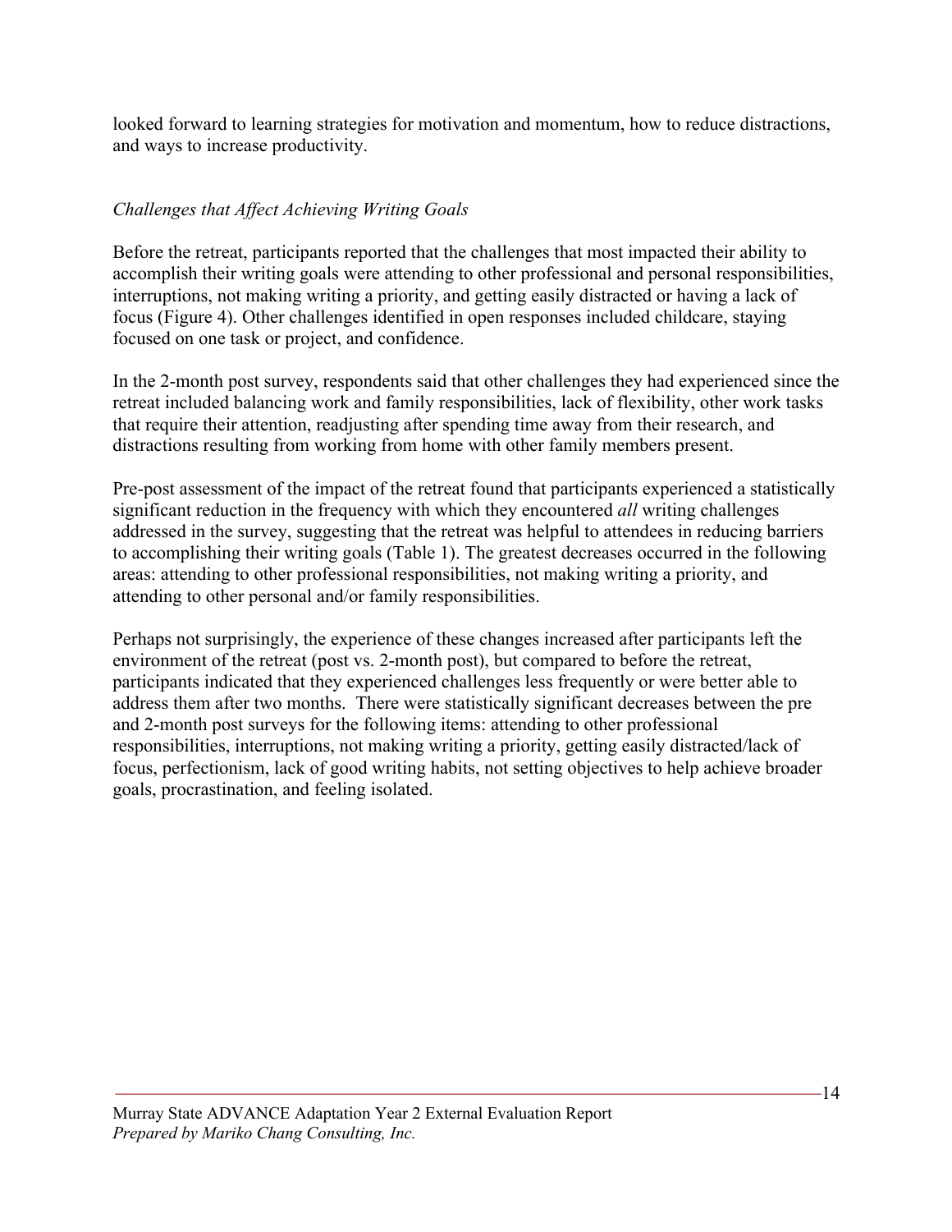looked forward to learning strategies for motivation and momentum, how to reduce distractions, and ways to increase productivity.

*Challenges that Affect Achieving Writing Goals*

Before the retreat, participants reported that the challenges that most impacted their ability to accomplish their writing goals were attending to other professional and personal responsibilities, interruptions, not making writing a priority, and getting easily distracted or having a lack of focus (Figure 4). Other challenges identified in open responses included childcare, staying focused on one task or project, and confidence.

In the 2-month post survey, respondents said that other challenges they had experienced since the retreat included balancing work and family responsibilities, lack of flexibility, other work tasks that require their attention, readjusting after spending time away from their research, and distractions resulting from working from home with other family members present.

Pre-post assessment of the impact of the retreat found that participants experienced a statistically significant reduction in the frequency with which they encountered *all* writing challenges addressed in the survey, suggesting that the retreat was helpful to attendees in reducing barriers to accomplishing their writing goals (Table 1). The greatest decreases occurred in the following areas: attending to other professional responsibilities, not making writing a priority, and attending to other personal and/or family responsibilities.

Perhaps not surprisingly, the experience of these changes increased after participants left the environment of the retreat (post vs. 2-month post), but compared to before the retreat, participants indicated that they experienced challenges less frequently or were better able to address them after two months. There were statistically significant decreases between the pre and 2-month post surveys for the following items: attending to other professional responsibilities, interruptions, not making writing a priority, getting easily distracted/lack of focus, perfectionism, lack of good writing habits, not setting objectives to help achieve broader goals, procrastination, and feeling isolated.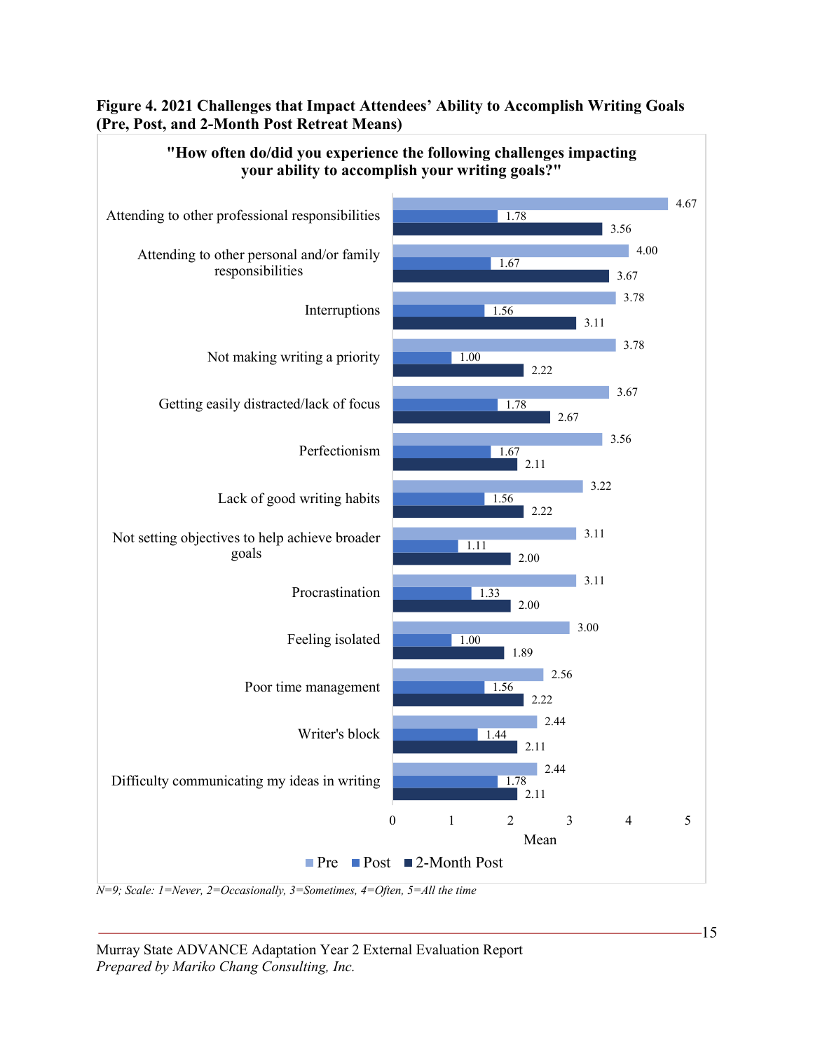**Figure 4. 2021 Challenges that Impact Attendees' Ability to Accomplish Writing Goals (Pre, Post, and 2-Month Post Retreat Means)**

**"How often do/did you experience the following challenges impacting your ability to accomplish your writing goals?"**

| Challenge | Pre | Post | 2-Month Post |
|---|---|---|---|
| Attending to other professional responsibilities | 4.67 | 1.78 | 3.56 |
| Attending to other personal and/or family responsibilities | 4.00 | 1.67 | 3.67 |
| Interruptions | 3.78 | 1.56 | 3.11 |
| Not making writing a priority | 3.78 | 1.00 | 2.22 |
| Getting easily distracted/lack of focus | 3.67 | 1.78 | 2.67 |
| Perfectionism | 3.56 | 1.67 | 2.11 |
| Lack of good writing habits | 3.22 | 1.56 | 2.22 |
| Not setting objectives to help achieve broader goals | 3.11 | 1.11 | 2.00 |
| Procrastination | 3.11 | 1.33 | 2.00 |
| Feeling isolated | 3.00 | 1.00 | 1.89 |
| Poor time management | 2.56 | 1.56 | 2.22 |
| Writer's block | 2.44 | 1.44 | 2.11 |
| Difficulty communicating my ideas in writing | 2.44 | 1.78 | 2.11 |

*N=9; Scale: 1=Never, 2=Occasionally, 3=Sometimes, 4=Often, 5=All the time*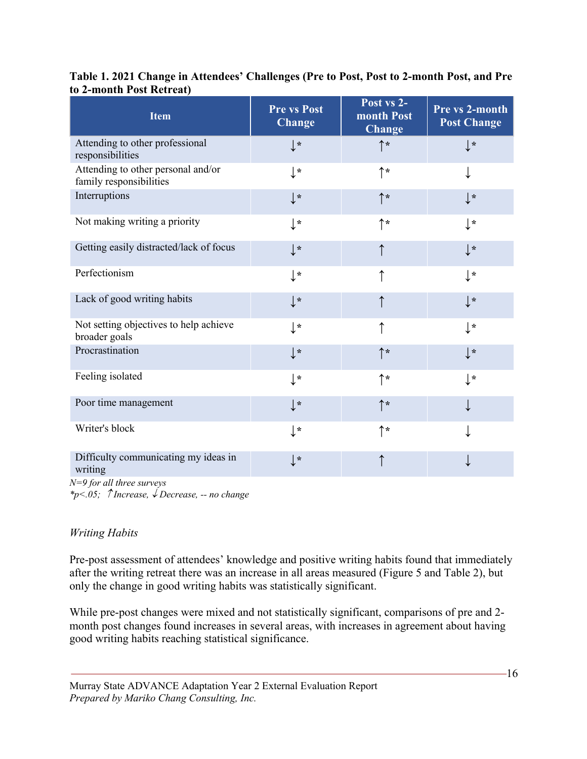**Table 1. 2021 Change in Attendees' Challenges (Pre to Post, Post to 2-month Post, and Pre to 2-month Post Retreat)**

| Item | Pre vs Post Change | Post vs 2-month Post Change | Pre vs 2-month Post Change |
|---|---|---|---|
| Attending to other professional responsibilities | ↓* | ↑* | ↓* |
| Attending to other personal and/or family responsibilities | ↓* | ↑* | ↓ |
| Interruptions | ↓* | ↑* | ↓* |
| Not making writing a priority | ↓* | ↑* | ↓* |
| Getting easily distracted/lack of focus | ↓* | ↑ | ↓* |
| Perfectionism | ↓* | ↑ | ↓* |
| Lack of good writing habits | ↓* | ↑ | ↓* |
| Not setting objectives to help achieve broader goals | ↓* | ↑ | ↓* |
| Procrastination | ↓* | ↑* | ↓* |
| Feeling isolated | ↓* | ↑* | ↓* |
| Poor time management | ↓* | ↑* | ↓ |
| Writer's block | ↓* | ↑* | ↓ |
| Difficulty communicating my ideas in writing | ↓* | ↑ | ↓ |

*N=9 for all three surveys*
*\*p<.05; ↑Increase, ↓Decrease, -- no change*

*Writing Habits*

Pre-post assessment of attendees' knowledge and positive writing habits found that immediately after the writing retreat there was an increase in all areas measured (Figure 5 and Table 2), but only the change in good writing habits was statistically significant.

While pre-post changes were mixed and not statistically significant, comparisons of pre and 2-month post changes found increases in several areas, with increases in agreement about having good writing habits reaching statistical significance.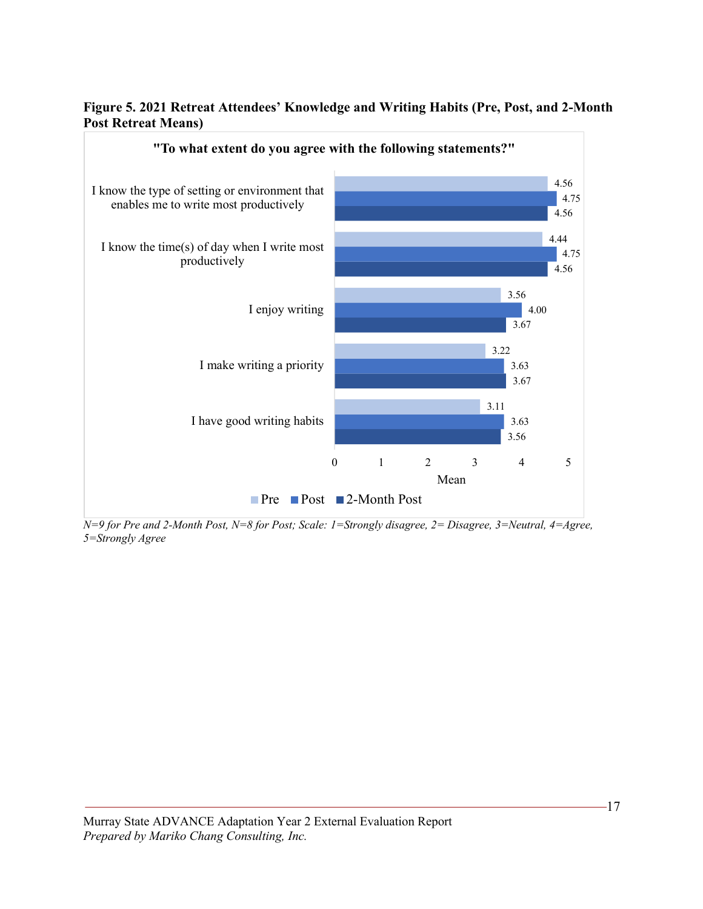**Figure 5. 2021 Retreat Attendees' Knowledge and Writing Habits (Pre, Post, and 2-Month Post Retreat Means)**

**"To what extent do you agree with the following statements?"**

| Statement | Pre | Post | 2-Month Post |
|---|---|---|---|
| I know the type of setting or environment that enables me to write most productively | 4.56 | 4.75 | 4.56 |
| I know the time(s) of day when I write most productively | 4.44 | 4.75 | 4.56 |
| I enjoy writing | 3.56 | 4.00 | 3.67 |
| I make writing a priority | 3.22 | 3.63 | 3.67 |
| I have good writing habits | 3.11 | 3.63 | 3.56 |

*N=9 for Pre and 2-Month Post, N=8 for Post; Scale: 1=Strongly disagree, 2= Disagree, 3=Neutral, 4=Agree, 5=Strongly Agree*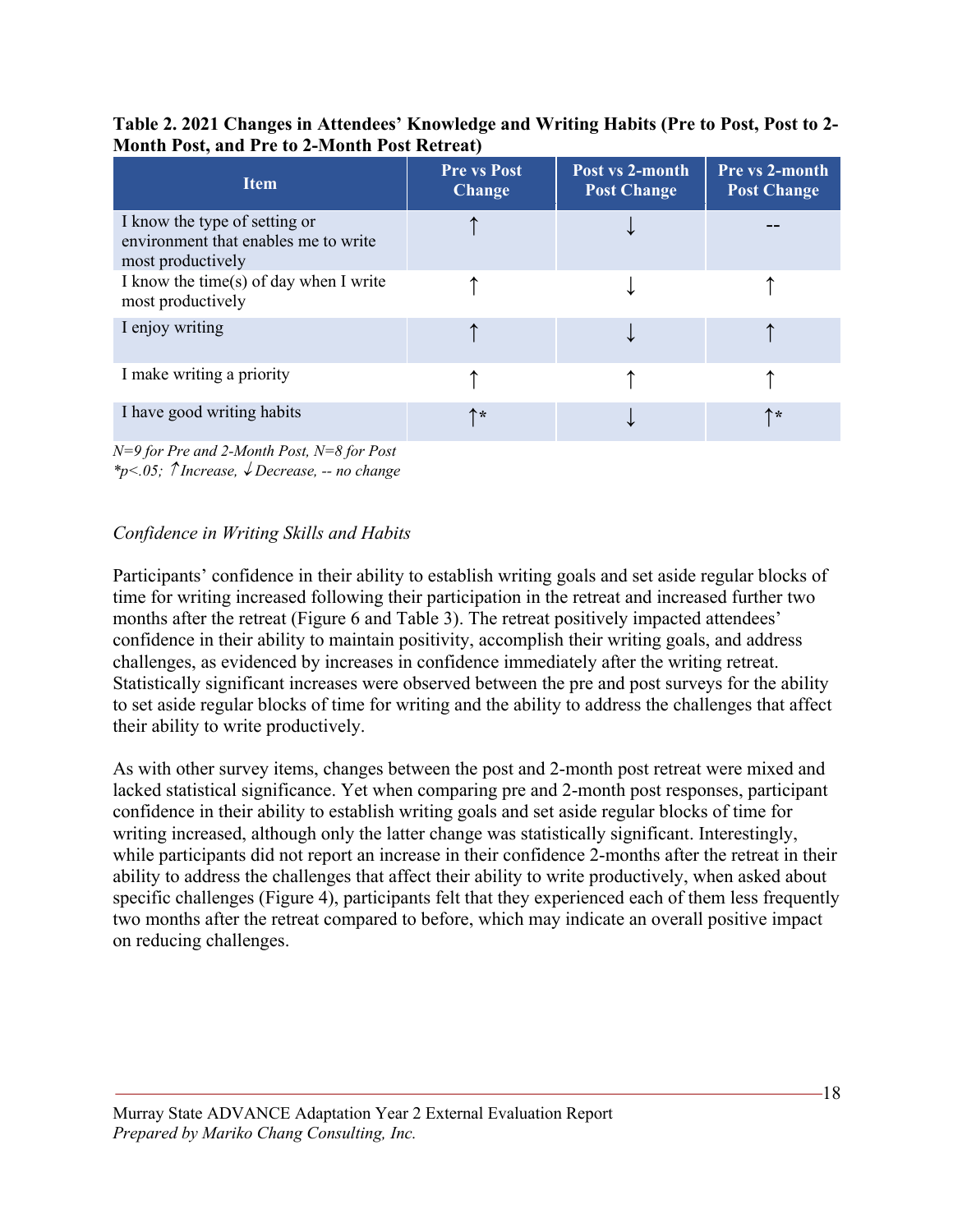**Table 2. 2021 Changes in Attendees' Knowledge and Writing Habits (Pre to Post, Post to 2-Month Post, and Pre to 2-Month Post Retreat)**

| Item | Pre vs Post Change | Post vs 2-month Post Change | Pre vs 2-month Post Change |
|---|---|---|---|
| I know the type of setting or environment that enables me to write most productively | ↑ | ↓ | -- |
| I know the time(s) of day when I write most productively | ↑ | ↓ | ↑ |
| I enjoy writing | ↑ | ↓ | ↑ |
| I make writing a priority | ↑ | ↑ | ↑ |
| I have good writing habits | ↑* | ↓ | ↑* |

*N=9 for Pre and 2-Month Post, N=8 for Post*
*\*p<.05; ↑Increase, ↓Decrease, -- no change*

*Confidence in Writing Skills and Habits*

Participants' confidence in their ability to establish writing goals and set aside regular blocks of time for writing increased following their participation in the retreat and increased further two months after the retreat (Figure 6 and Table 3). The retreat positively impacted attendees' confidence in their ability to maintain positivity, accomplish their writing goals, and address challenges, as evidenced by increases in confidence immediately after the writing retreat. Statistically significant increases were observed between the pre and post surveys for the ability to set aside regular blocks of time for writing and the ability to address the challenges that affect their ability to write productively.

As with other survey items, changes between the post and 2-month post retreat were mixed and lacked statistical significance. Yet when comparing pre and 2-month post responses, participant confidence in their ability to establish writing goals and set aside regular blocks of time for writing increased, although only the latter change was statistically significant. Interestingly, while participants did not report an increase in their confidence 2-months after the retreat in their ability to address the challenges that affect their ability to write productively, when asked about specific challenges (Figure 4), participants felt that they experienced each of them less frequently two months after the retreat compared to before, which may indicate an overall positive impact on reducing challenges.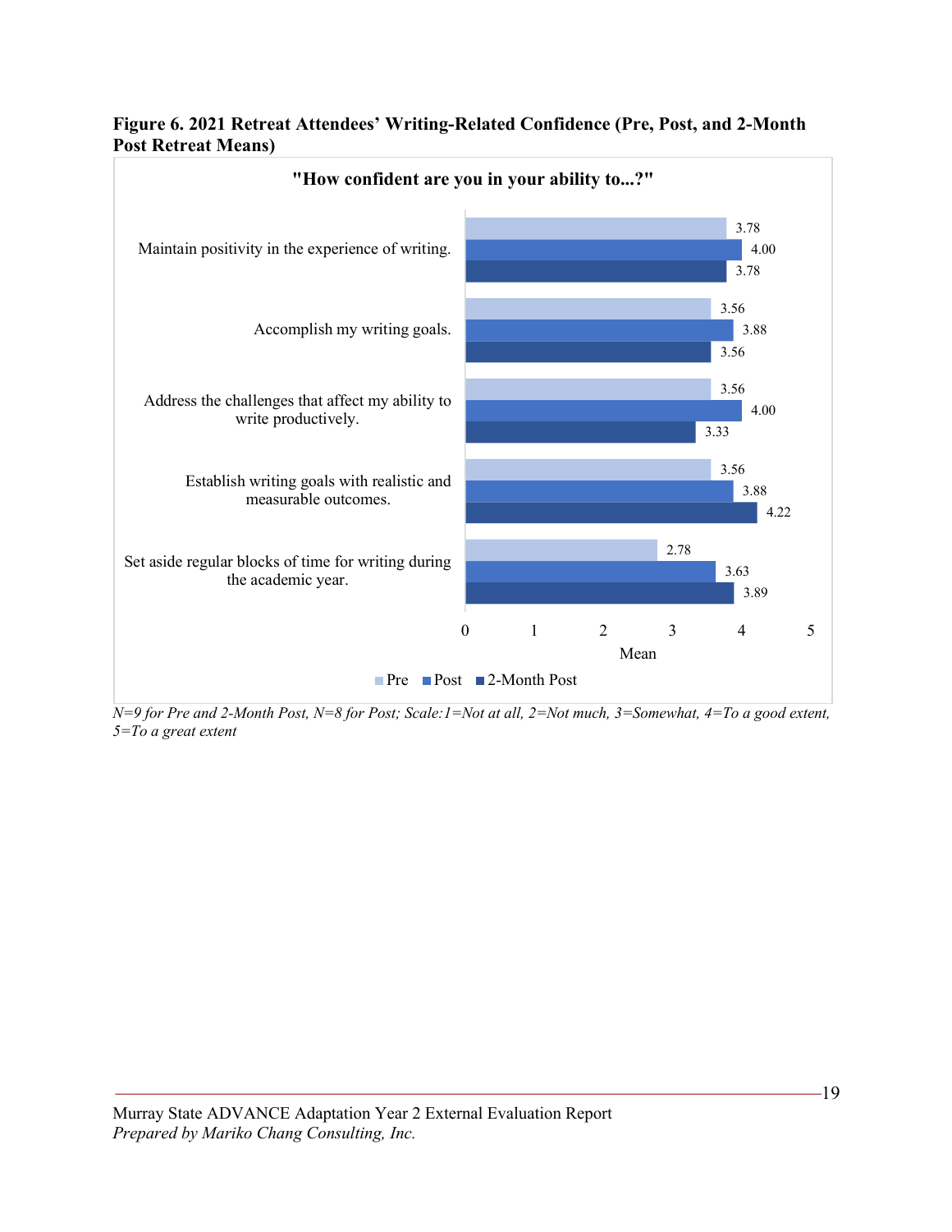**Figure 6. 2021 Retreat Attendees' Writing-Related Confidence (Pre, Post, and 2-Month Post Retreat Means)**

"How confident are you in your ability to...?"

| Item | Pre | Post | 2-Month Post |
|---|---|---|---|
| Maintain positivity in the experience of writing. | 3.78 | 4.00 | 3.78 |
| Accomplish my writing goals. | 3.56 | 3.88 | 3.56 |
| Address the challenges that affect my ability to write productively. | 3.56 | 4.00 | 3.33 |
| Establish writing goals with realistic and measurable outcomes. | 3.56 | 3.88 | 4.22 |
| Set aside regular blocks of time for writing during the academic year. | 2.78 | 3.63 | 3.89 |

*N=9 for Pre and 2-Month Post, N=8 for Post; Scale: 1=Not at all, 2=Not much, 3=Somewhat, 4=To a good extent, 5=To a great extent*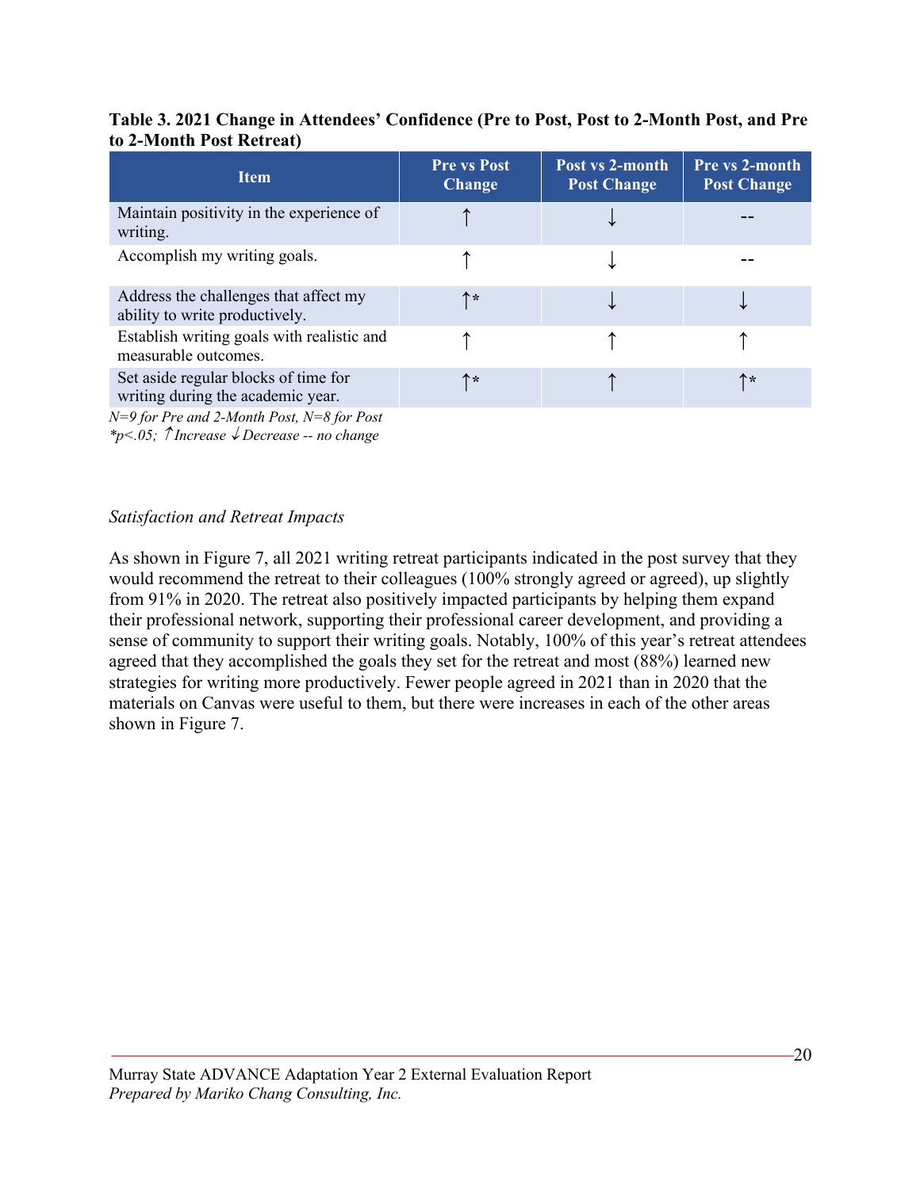**Table 3. 2021 Change in Attendees' Confidence (Pre to Post, Post to 2-Month Post, and Pre to 2-Month Post Retreat)**

| Item | Pre vs Post Change | Post vs 2-month Post Change | Pre vs 2-month Post Change |
|---|---|---|---|
| Maintain positivity in the experience of writing. | ↑ | ↓ | -- |
| Accomplish my writing goals. | ↑ | ↓ | -- |
| Address the challenges that affect my ability to write productively. | ↑* | ↓ | ↓ |
| Establish writing goals with realistic and measurable outcomes. | ↑ | ↑ | ↑ |
| Set aside regular blocks of time for writing during the academic year. | ↑* | ↑ | ↑* |

*N=9 for Pre and 2-Month Post, N=8 for Post*
*\*p<.05; ↑ Increase ↓ Decrease -- no change*

*Satisfaction and Retreat Impacts*

As shown in Figure 7, all 2021 writing retreat participants indicated in the post survey that they would recommend the retreat to their colleagues (100% strongly agreed or agreed), up slightly from 91% in 2020. The retreat also positively impacted participants by helping them expand their professional network, supporting their professional career development, and providing a sense of community to support their writing goals. Notably, 100% of this year's retreat attendees agreed that they accomplished the goals they set for the retreat and most (88%) learned new strategies for writing more productively. Fewer people agreed in 2021 than in 2020 that the materials on Canvas were useful to them, but there were increases in each of the other areas shown in Figure 7.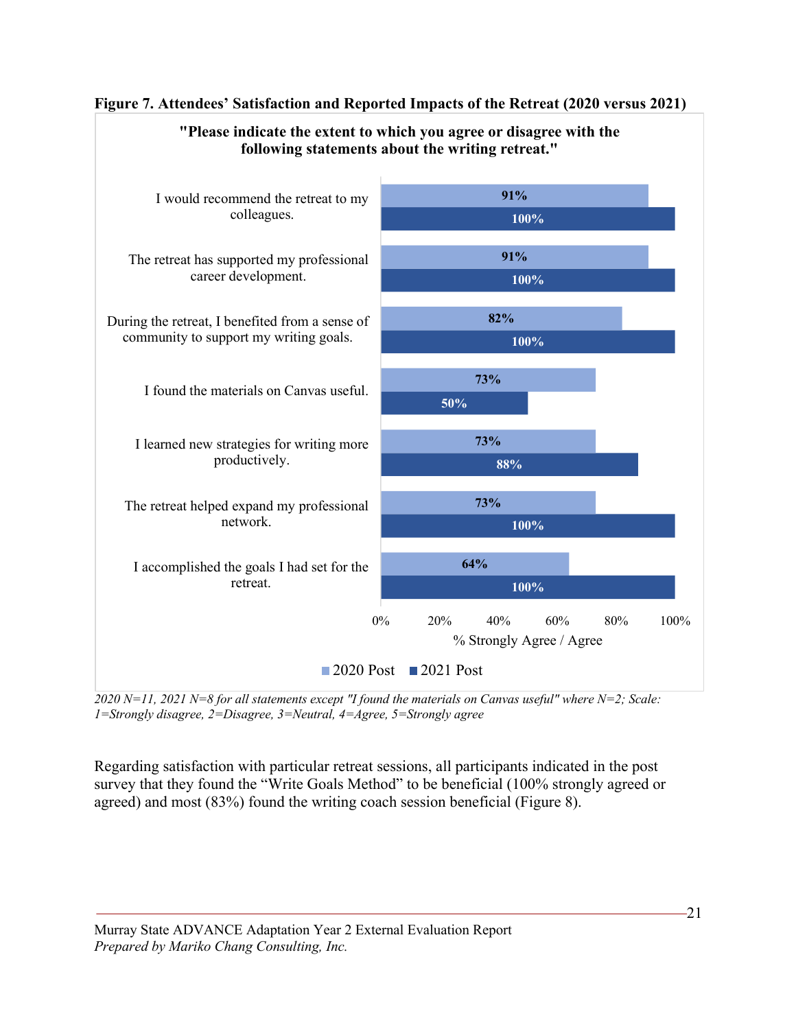**Figure 7. Attendees' Satisfaction and Reported Impacts of the Retreat (2020 versus 2021)**

"Please indicate the extent to which you agree or disagree with the following statements about the writing retreat."

| Statement | 2020 Post | 2021 Post |
|---|---|---|
| I would recommend the retreat to my colleagues. | 91% | 100% |
| The retreat has supported my professional career development. | 91% | 100% |
| During the retreat, I benefited from a sense of community to support my writing goals. | 82% | 100% |
| I found the materials on Canvas useful. | 73% | 50% |
| I learned new strategies for writing more productively. | 73% | 88% |
| The retreat helped expand my professional network. | 73% | 100% |
| I accomplished the goals I had set for the retreat. | 64% | 100% |

% Strongly Agree / Agree

*2020 N=11, 2021 N=8 for all statements except "I found the materials on Canvas useful" where N=2; Scale: 1=Strongly disagree, 2=Disagree, 3=Neutral, 4=Agree, 5=Strongly agree*

Regarding satisfaction with particular retreat sessions, all participants indicated in the post survey that they found the "Write Goals Method" to be beneficial (100% strongly agreed or agreed) and most (83%) found the writing coach session beneficial (Figure 8).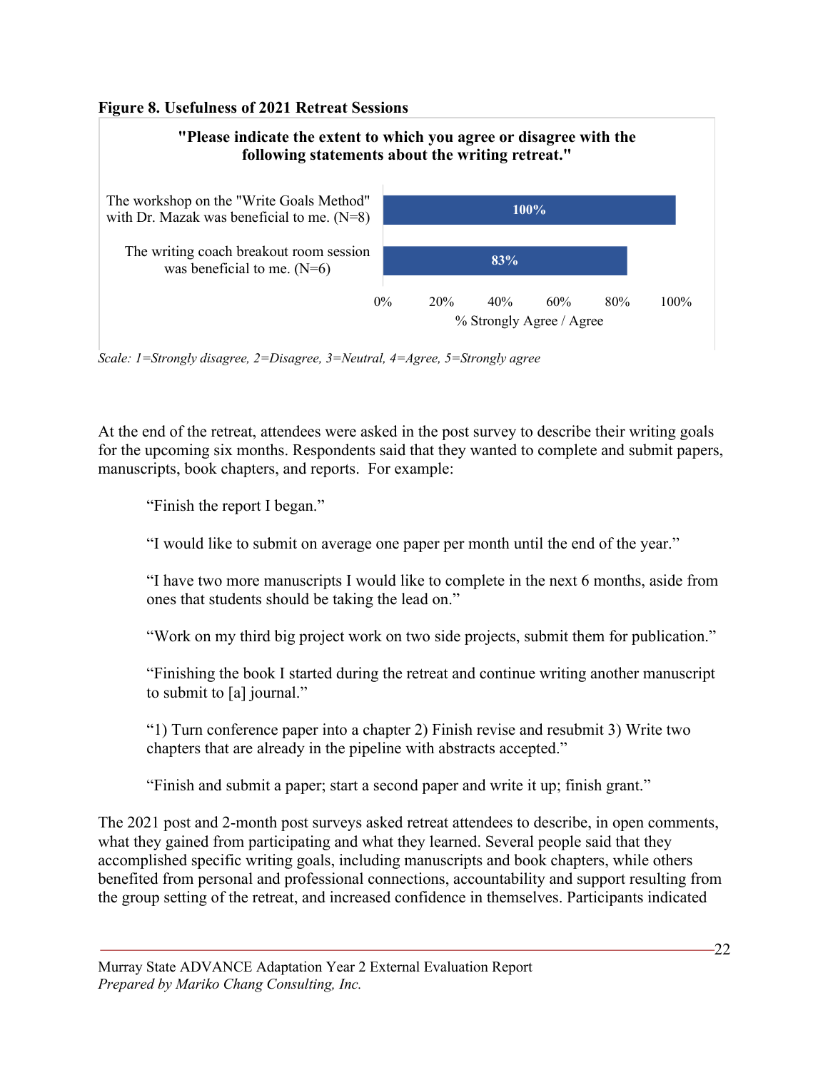**Figure 8. Usefulness of 2021 Retreat Sessions**

"Please indicate the extent to which you agree or disagree with the following statements about the writing retreat."

| Statement | % Strongly Agree / Agree |
|---|---|
| The workshop on the "Write Goals Method" with Dr. Mazak was beneficial to me. (N=8) | 100% |
| The writing coach breakout room session was beneficial to me. (N=6) | 83% |

*Scale: 1=Strongly disagree, 2=Disagree, 3=Neutral, 4=Agree, 5=Strongly agree*

At the end of the retreat, attendees were asked in the post survey to describe their writing goals for the upcoming six months. Respondents said that they wanted to complete and submit papers, manuscripts, book chapters, and reports. For example:

> "Finish the report I began."
>
> "I would like to submit on average one paper per month until the end of the year."
>
> "I have two more manuscripts I would like to complete in the next 6 months, aside from ones that students should be taking the lead on."
>
> "Work on my third big project work on two side projects, submit them for publication."
>
> "Finishing the book I started during the retreat and continue writing another manuscript to submit to [a] journal."
>
> "1) Turn conference paper into a chapter 2) Finish revise and resubmit 3) Write two chapters that are already in the pipeline with abstracts accepted."
>
> "Finish and submit a paper; start a second paper and write it up; finish grant."

The 2021 post and 2-month post surveys asked retreat attendees to describe, in open comments, what they gained from participating and what they learned. Several people said that they accomplished specific writing goals, including manuscripts and book chapters, while others benefited from personal and professional connections, accountability and support resulting from the group setting of the retreat, and increased confidence in themselves. Participants indicated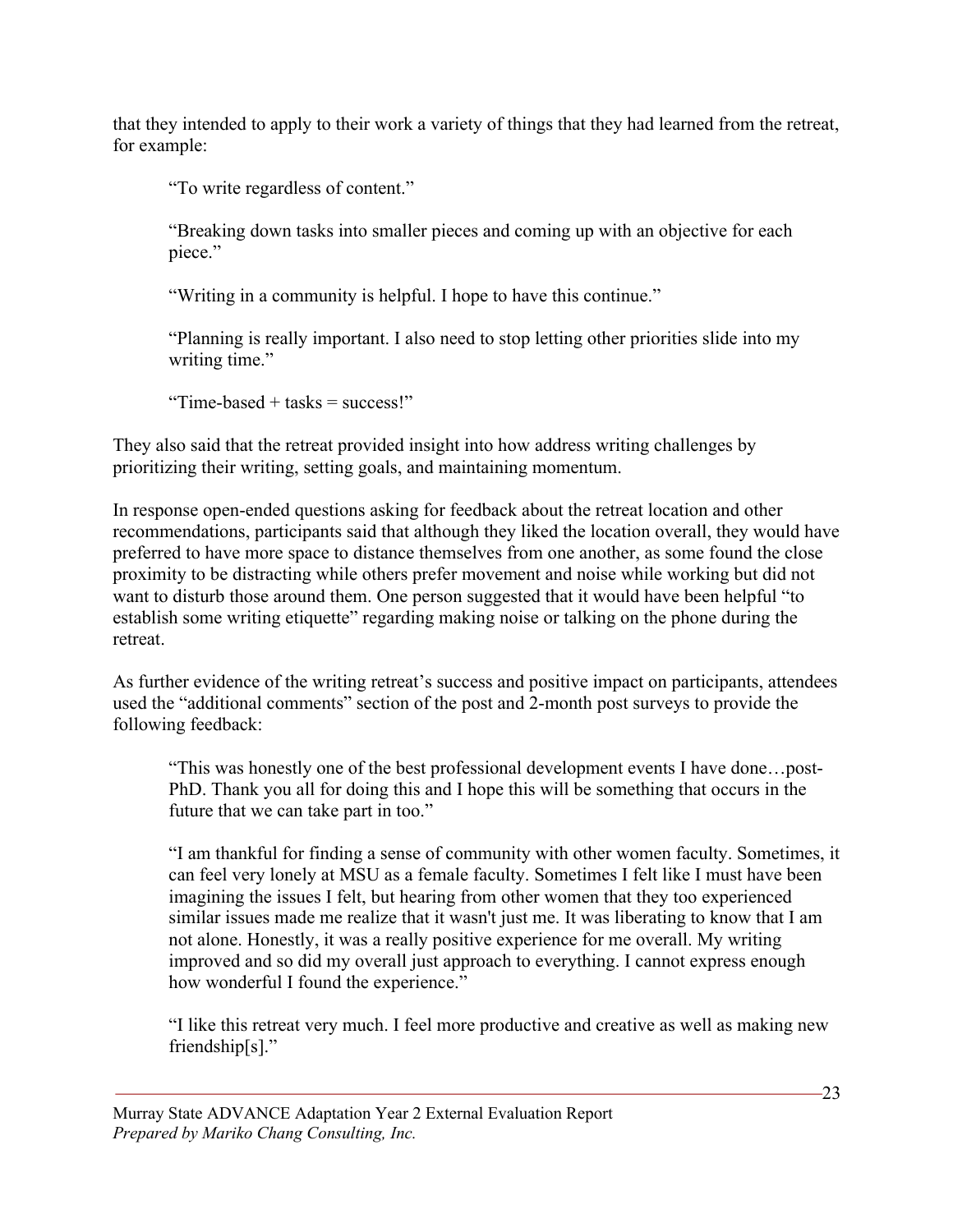that they intended to apply to their work a variety of things that they had learned from the retreat, for example:

> "To write regardless of content."
>
> "Breaking down tasks into smaller pieces and coming up with an objective for each piece."
>
> "Writing in a community is helpful. I hope to have this continue."
>
> "Planning is really important. I also need to stop letting other priorities slide into my writing time."
>
> "Time-based + tasks = success!"

They also said that the retreat provided insight into how address writing challenges by prioritizing their writing, setting goals, and maintaining momentum.

In response open-ended questions asking for feedback about the retreat location and other recommendations, participants said that although they liked the location overall, they would have preferred to have more space to distance themselves from one another, as some found the close proximity to be distracting while others prefer movement and noise while working but did not want to disturb those around them. One person suggested that it would have been helpful "to establish some writing etiquette" regarding making noise or talking on the phone during the retreat.

As further evidence of the writing retreat's success and positive impact on participants, attendees used the "additional comments" section of the post and 2-month post surveys to provide the following feedback:

> "This was honestly one of the best professional development events I have done…post-PhD. Thank you all for doing this and I hope this will be something that occurs in the future that we can take part in too."
>
> "I am thankful for finding a sense of community with other women faculty. Sometimes, it can feel very lonely at MSU as a female faculty. Sometimes I felt like I must have been imagining the issues I felt, but hearing from other women that they too experienced similar issues made me realize that it wasn't just me. It was liberating to know that I am not alone. Honestly, it was a really positive experience for me overall. My writing improved and so did my overall just approach to everything. I cannot express enough how wonderful I found the experience."
>
> "I like this retreat very much. I feel more productive and creative as well as making new friendship[s]."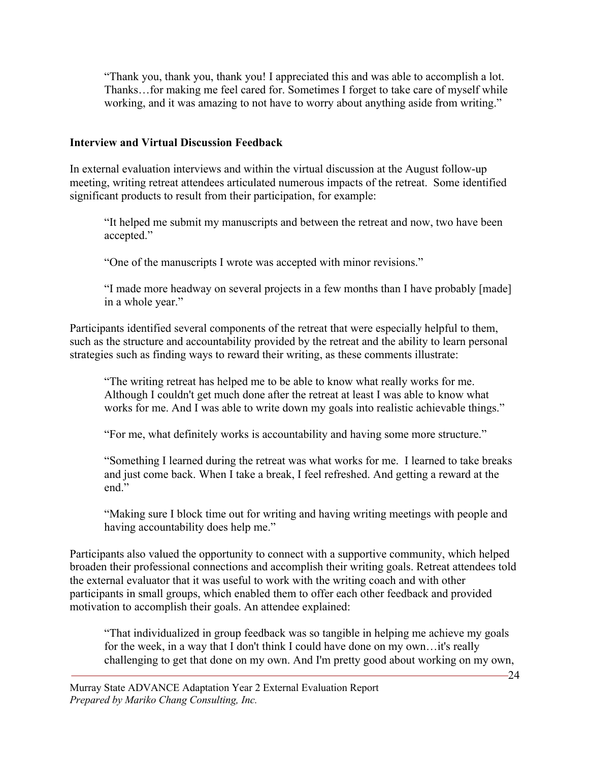> "Thank you, thank you, thank you! I appreciated this and was able to accomplish a lot. Thanks…for making me feel cared for. Sometimes I forget to take care of myself while working, and it was amazing to not have to worry about anything aside from writing."

**Interview and Virtual Discussion Feedback**

In external evaluation interviews and within the virtual discussion at the August follow-up meeting, writing retreat attendees articulated numerous impacts of the retreat. Some identified significant products to result from their participation, for example:

> "It helped me submit my manuscripts and between the retreat and now, two have been accepted."
>
> "One of the manuscripts I wrote was accepted with minor revisions."
>
> "I made more headway on several projects in a few months than I have probably [made] in a whole year."

Participants identified several components of the retreat that were especially helpful to them, such as the structure and accountability provided by the retreat and the ability to learn personal strategies such as finding ways to reward their writing, as these comments illustrate:

> "The writing retreat has helped me to be able to know what really works for me. Although I couldn't get much done after the retreat at least I was able to know what works for me. And I was able to write down my goals into realistic achievable things."
>
> "For me, what definitely works is accountability and having some more structure."
>
> "Something I learned during the retreat was what works for me. I learned to take breaks and just come back. When I take a break, I feel refreshed. And getting a reward at the end."
>
> "Making sure I block time out for writing and having writing meetings with people and having accountability does help me."

Participants also valued the opportunity to connect with a supportive community, which helped broaden their professional connections and accomplish their writing goals. Retreat attendees told the external evaluator that it was useful to work with the writing coach and with other participants in small groups, which enabled them to offer each other feedback and provided motivation to accomplish their goals. An attendee explained:

> "That individualized in group feedback was so tangible in helping me achieve my goals for the week, in a way that I don't think I could have done on my own…it's really challenging to get that done on my own. And I'm pretty good about working on my own,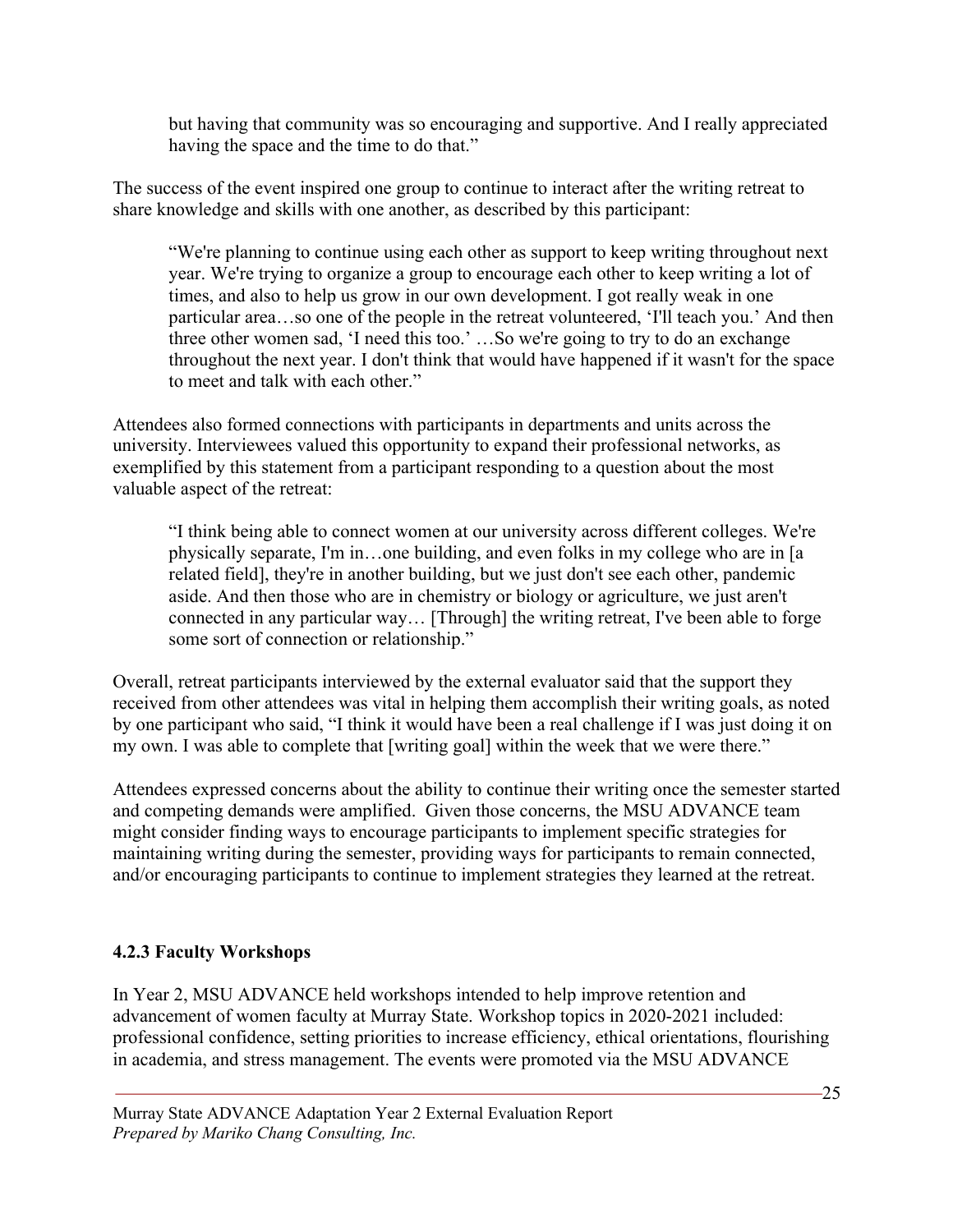> but having that community was so encouraging and supportive. And I really appreciated having the space and the time to do that."

The success of the event inspired one group to continue to interact after the writing retreat to share knowledge and skills with one another, as described by this participant:

> "We're planning to continue using each other as support to keep writing throughout next year. We're trying to organize a group to encourage each other to keep writing a lot of times, and also to help us grow in our own development. I got really weak in one particular area…so one of the people in the retreat volunteered, 'I'll teach you.' And then three other women sad, 'I need this too.' …So we're going to try to do an exchange throughout the next year. I don't think that would have happened if it wasn't for the space to meet and talk with each other."

Attendees also formed connections with participants in departments and units across the university. Interviewees valued this opportunity to expand their professional networks, as exemplified by this statement from a participant responding to a question about the most valuable aspect of the retreat:

> "I think being able to connect women at our university across different colleges. We're physically separate, I'm in…one building, and even folks in my college who are in [a related field], they're in another building, but we just don't see each other, pandemic aside. And then those who are in chemistry or biology or agriculture, we just aren't connected in any particular way… [Through] the writing retreat, I've been able to forge some sort of connection or relationship."

Overall, retreat participants interviewed by the external evaluator said that the support they received from other attendees was vital in helping them accomplish their writing goals, as noted by one participant who said, "I think it would have been a real challenge if I was just doing it on my own. I was able to complete that [writing goal] within the week that we were there."

Attendees expressed concerns about the ability to continue their writing once the semester started and competing demands were amplified. Given those concerns, the MSU ADVANCE team might consider finding ways to encourage participants to implement specific strategies for maintaining writing during the semester, providing ways for participants to remain connected, and/or encouraging participants to continue to implement strategies they learned at the retreat.

### 4.2.3 Faculty Workshops

In Year 2, MSU ADVANCE held workshops intended to help improve retention and advancement of women faculty at Murray State. Workshop topics in 2020-2021 included: professional confidence, setting priorities to increase efficiency, ethical orientations, flourishing in academia, and stress management. The events were promoted via the MSU ADVANCE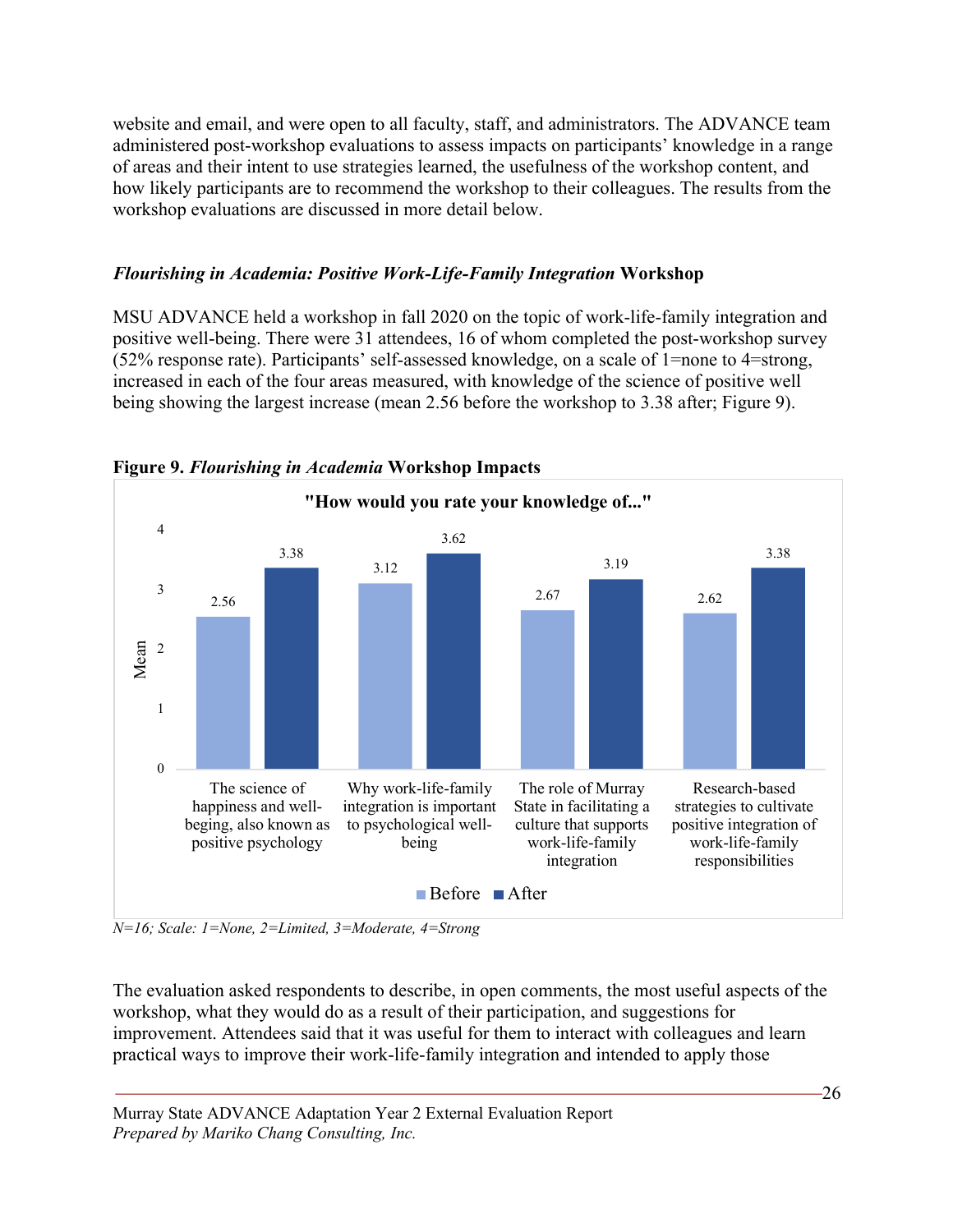website and email, and were open to all faculty, staff, and administrators. The ADVANCE team administered post-workshop evaluations to assess impacts on participants' knowledge in a range of areas and their intent to use strategies learned, the usefulness of the workshop content, and how likely participants are to recommend the workshop to their colleagues. The results from the workshop evaluations are discussed in more detail below.

### *Flourishing in Academia: Positive Work-Life-Family Integration* Workshop

MSU ADVANCE held a workshop in fall 2020 on the topic of work-life-family integration and positive well-being. There were 31 attendees, 16 of whom completed the post-workshop survey (52% response rate). Participants' self-assessed knowledge, on a scale of 1=none to 4=strong, increased in each of the four areas measured, with knowledge of the science of positive well being showing the largest increase (mean 2.56 before the workshop to 3.38 after; Figure 9).

**Figure 9.** ***Flourishing in Academia*** **Workshop Impacts**

"How would you rate your knowledge of..."

| | Before | After |
|---|---|---|
| The science of happiness and well-beging, also known as positive psychology | 2.56 | 3.38 |
| Why work-life-family integration is important to psychological well-being | 3.12 | 3.62 |
| The role of Murray State in facilitating a culture that supports work-life-family integration | 2.67 | 3.19 |
| Research-based strategies to cultivate positive integration of work-life-family responsibilities | 2.62 | 3.38 |

*N=16; Scale: 1=None, 2=Limited, 3=Moderate, 4=Strong*

The evaluation asked respondents to describe, in open comments, the most useful aspects of the workshop, what they would do as a result of their participation, and suggestions for improvement. Attendees said that it was useful for them to interact with colleagues and learn practical ways to improve their work-life-family integration and intended to apply those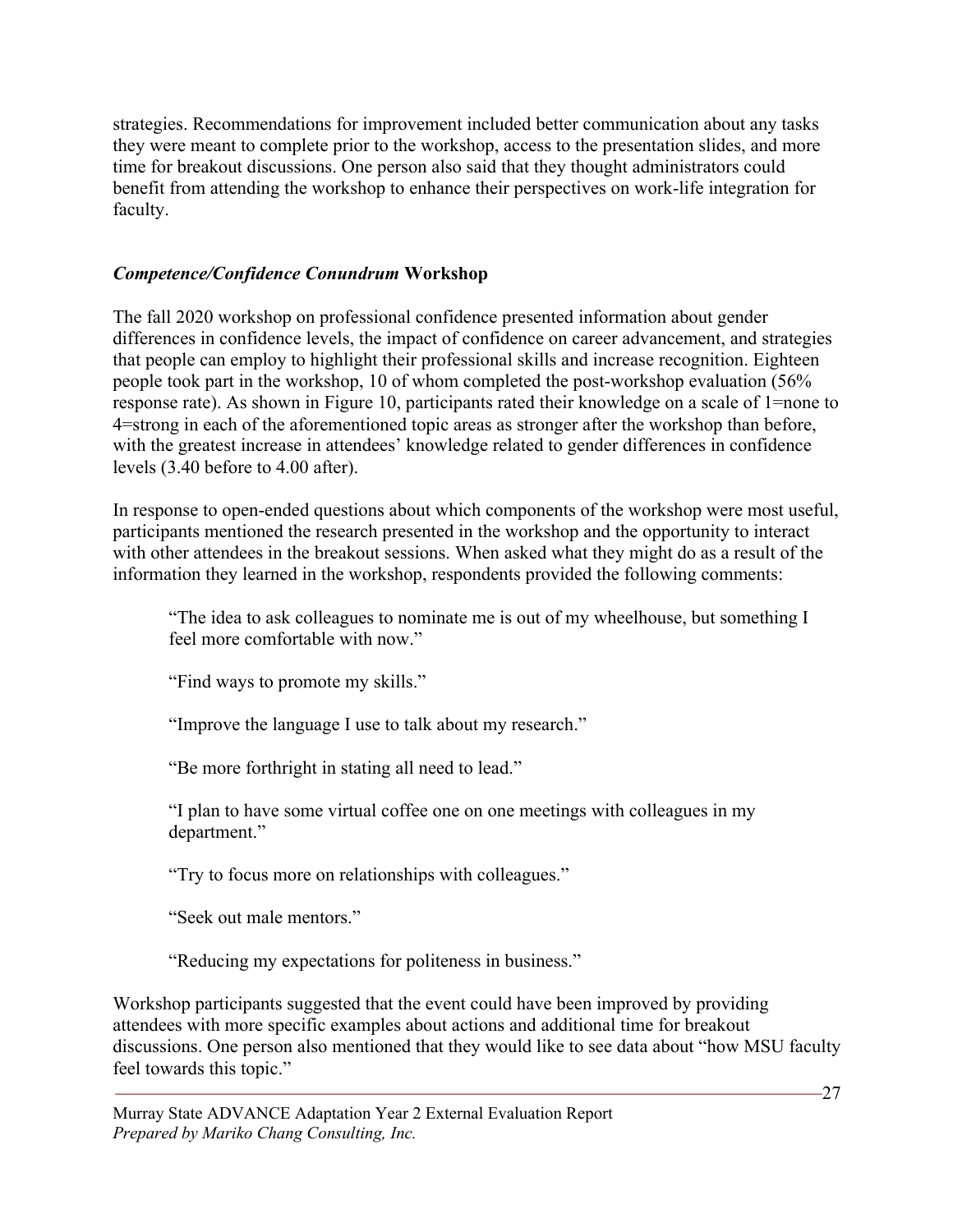strategies. Recommendations for improvement included better communication about any tasks they were meant to complete prior to the workshop, access to the presentation slides, and more time for breakout discussions. One person also said that they thought administrators could benefit from attending the workshop to enhance their perspectives on work-life integration for faculty.

### *Competence/Confidence Conundrum* Workshop

The fall 2020 workshop on professional confidence presented information about gender differences in confidence levels, the impact of confidence on career advancement, and strategies that people can employ to highlight their professional skills and increase recognition. Eighteen people took part in the workshop, 10 of whom completed the post-workshop evaluation (56% response rate). As shown in Figure 10, participants rated their knowledge on a scale of 1=none to 4=strong in each of the aforementioned topic areas as stronger after the workshop than before, with the greatest increase in attendees' knowledge related to gender differences in confidence levels (3.40 before to 4.00 after).

In response to open-ended questions about which components of the workshop were most useful, participants mentioned the research presented in the workshop and the opportunity to interact with other attendees in the breakout sessions. When asked what they might do as a result of the information they learned in the workshop, respondents provided the following comments:

> "The idea to ask colleagues to nominate me is out of my wheelhouse, but something I feel more comfortable with now."
>
> "Find ways to promote my skills."
>
> "Improve the language I use to talk about my research."
>
> "Be more forthright in stating all need to lead."
>
> "I plan to have some virtual coffee one on one meetings with colleagues in my department."
>
> "Try to focus more on relationships with colleagues."
>
> "Seek out male mentors."
>
> "Reducing my expectations for politeness in business."

Workshop participants suggested that the event could have been improved by providing attendees with more specific examples about actions and additional time for breakout discussions. One person also mentioned that they would like to see data about "how MSU faculty feel towards this topic."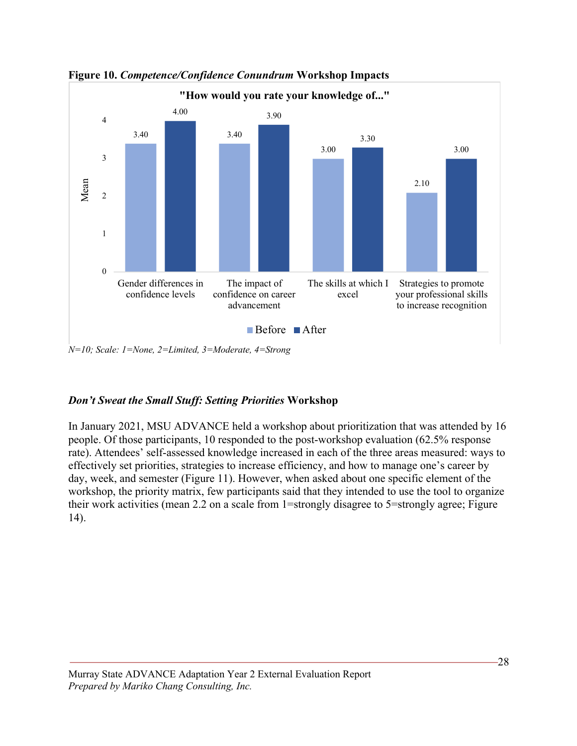**Figure 10.** ***Competence/Confidence Conundrum*** **Workshop Impacts**

"How would you rate your knowledge of..."

| | Before | After |
|---|---|---|
| Gender differences in confidence levels | 3.40 | 4.00 |
| The impact of confidence on career advancement | 3.40 | 3.90 |
| The skills at which I excel | 3.00 | 3.30 |
| Strategies to promote your professional skills to increase recognition | 2.10 | 3.00 |

*N=10; Scale: 1=None, 2=Limited, 3=Moderate, 4=Strong*

### ***Don't Sweat the Small Stuff: Setting Priorities*** **Workshop**

In January 2021, MSU ADVANCE held a workshop about prioritization that was attended by 16 people. Of those participants, 10 responded to the post-workshop evaluation (62.5% response rate). Attendees' self-assessed knowledge increased in each of the three areas measured: ways to effectively set priorities, strategies to increase efficiency, and how to manage one's career by day, week, and semester (Figure 11). However, when asked about one specific element of the workshop, the priority matrix, few participants said that they intended to use the tool to organize their work activities (mean 2.2 on a scale from 1=strongly disagree to 5=strongly agree; Figure 14).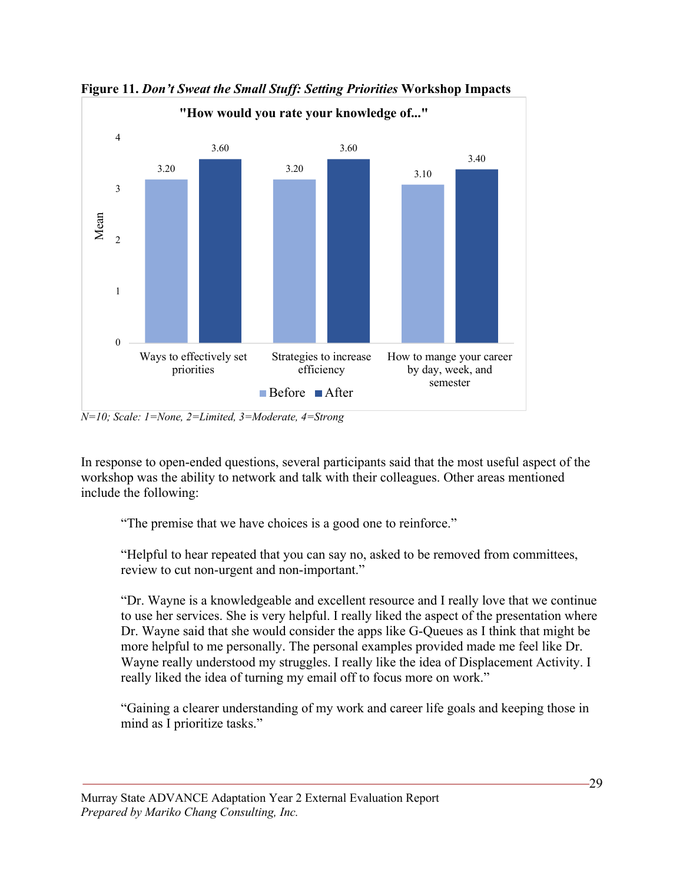**Figure 11.** ***Don't Sweat the Small Stuff: Setting Priorities*** **Workshop Impacts**

"How would you rate your knowledge of..."

| | Before | After |
|---|---|---|
| Ways to effectively set priorities | 3.20 | 3.60 |
| Strategies to increase efficiency | 3.20 | 3.60 |
| How to mange your career by day, week, and semester | 3.10 | 3.40 |

*N=10; Scale: 1=None, 2=Limited, 3=Moderate, 4=Strong*

In response to open-ended questions, several participants said that the most useful aspect of the workshop was the ability to network and talk with their colleagues. Other areas mentioned include the following:

> "The premise that we have choices is a good one to reinforce."

> "Helpful to hear repeated that you can say no, asked to be removed from committees, review to cut non-urgent and non-important."

> "Dr. Wayne is a knowledgeable and excellent resource and I really love that we continue to use her services. She is very helpful. I really liked the aspect of the presentation where Dr. Wayne said that she would consider the apps like G-Queues as I think that might be more helpful to me personally. The personal examples provided made me feel like Dr. Wayne really understood my struggles. I really like the idea of Displacement Activity. I really liked the idea of turning my email off to focus more on work."

> "Gaining a clearer understanding of my work and career life goals and keeping those in mind as I prioritize tasks."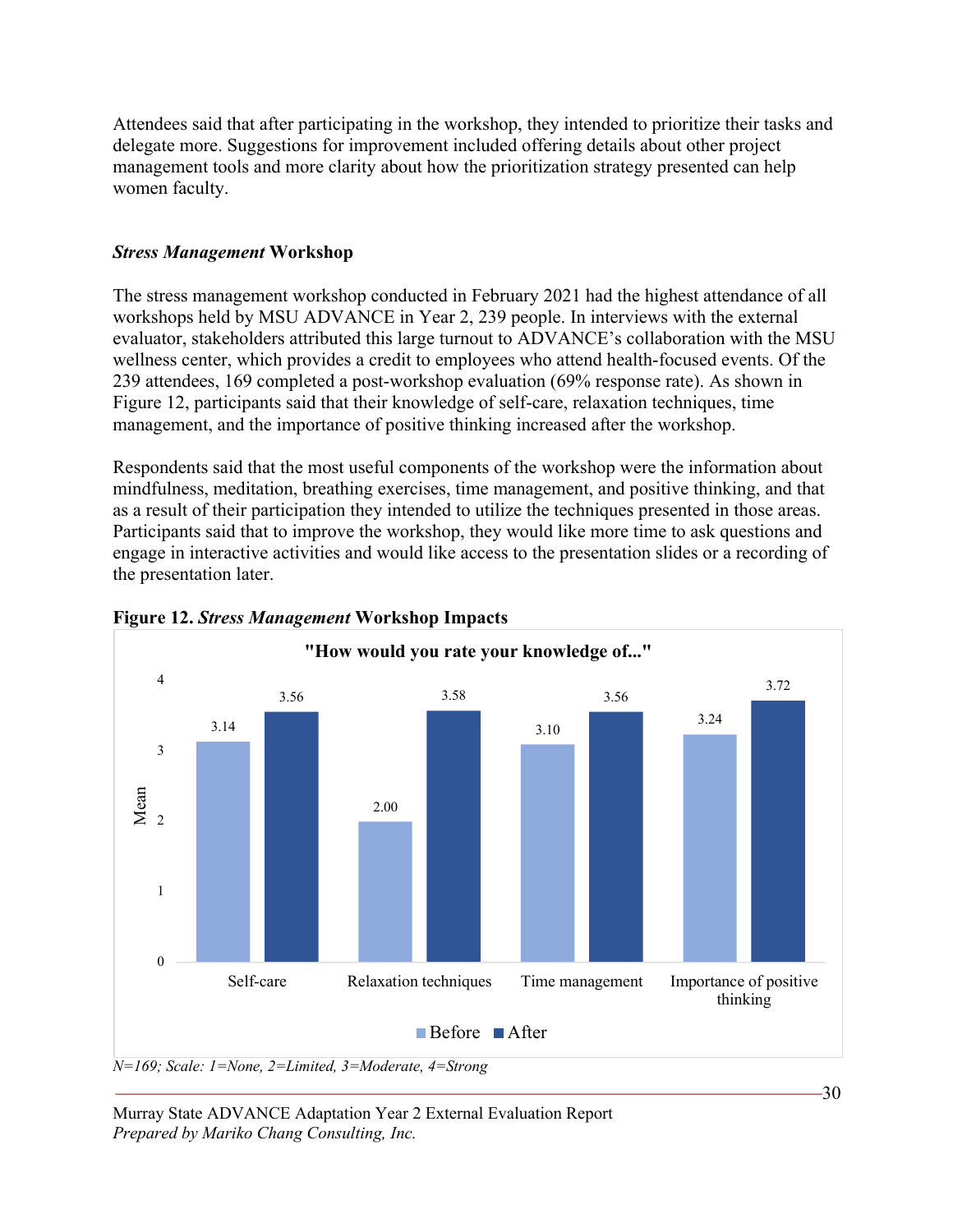Attendees said that after participating in the workshop, they intended to prioritize their tasks and delegate more. Suggestions for improvement included offering details about other project management tools and more clarity about how the prioritization strategy presented can help women faculty.

### ***Stress Management*** **Workshop**

The stress management workshop conducted in February 2021 had the highest attendance of all workshops held by MSU ADVANCE in Year 2, 239 people. In interviews with the external evaluator, stakeholders attributed this large turnout to ADVANCE's collaboration with the MSU wellness center, which provides a credit to employees who attend health-focused events. Of the 239 attendees, 169 completed a post-workshop evaluation (69% response rate). As shown in Figure 12, participants said that their knowledge of self-care, relaxation techniques, time management, and the importance of positive thinking increased after the workshop.

Respondents said that the most useful components of the workshop were the information about mindfulness, meditation, breathing exercises, time management, and positive thinking, and that as a result of their participation they intended to utilize the techniques presented in those areas. Participants said that to improve the workshop, they would like more time to ask questions and engage in interactive activities and would like access to the presentation slides or a recording of the presentation later.

**Figure 12.** ***Stress Management*** **Workshop Impacts**

"How would you rate your knowledge of..."

| | Before | After |
|---|---|---|
| Self-care | 3.14 | 3.56 |
| Relaxation techniques | 2.00 | 3.58 |
| Time management | 3.10 | 3.56 |
| Importance of positive thinking | 3.24 | 3.72 |

*N=169; Scale: 1=None, 2=Limited, 3=Moderate, 4=Strong*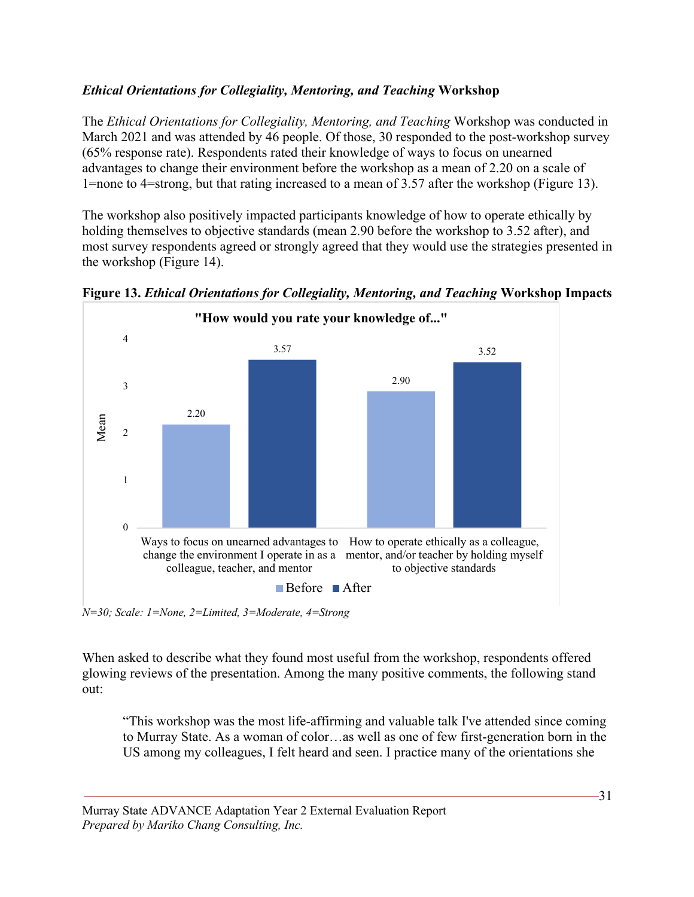***Ethical Orientations for Collegiality, Mentoring, and Teaching* Workshop**

The *Ethical Orientations for Collegiality, Mentoring, and Teaching* Workshop was conducted in March 2021 and was attended by 46 people. Of those, 30 responded to the post-workshop survey (65% response rate). Respondents rated their knowledge of ways to focus on unearned advantages to change their environment before the workshop as a mean of 2.20 on a scale of 1=none to 4=strong, but that rating increased to a mean of 3.57 after the workshop (Figure 13).

The workshop also positively impacted participants knowledge of how to operate ethically by holding themselves to objective standards (mean 2.90 before the workshop to 3.52 after), and most survey respondents agreed or strongly agreed that they would use the strategies presented in the workshop (Figure 14).

**Figure 13. *Ethical Orientations for Collegiality, Mentoring, and Teaching* Workshop Impacts**

**"How would you rate your knowledge of..."**

| | Before | After |
|---|---|---|
| Ways to focus on unearned advantages to change the environment I operate in as a colleague, teacher, and mentor | 2.20 | 3.57 |
| How to operate ethically as a colleague, mentor, and/or teacher by holding myself to objective standards | 2.90 | 3.52 |

*N=30; Scale: 1=None, 2=Limited, 3=Moderate, 4=Strong*

When asked to describe what they found most useful from the workshop, respondents offered glowing reviews of the presentation. Among the many positive comments, the following stand out:

> "This workshop was the most life-affirming and valuable talk I've attended since coming to Murray State. As a woman of color…as well as one of few first-generation born in the US among my colleagues, I felt heard and seen. I practice many of the orientations she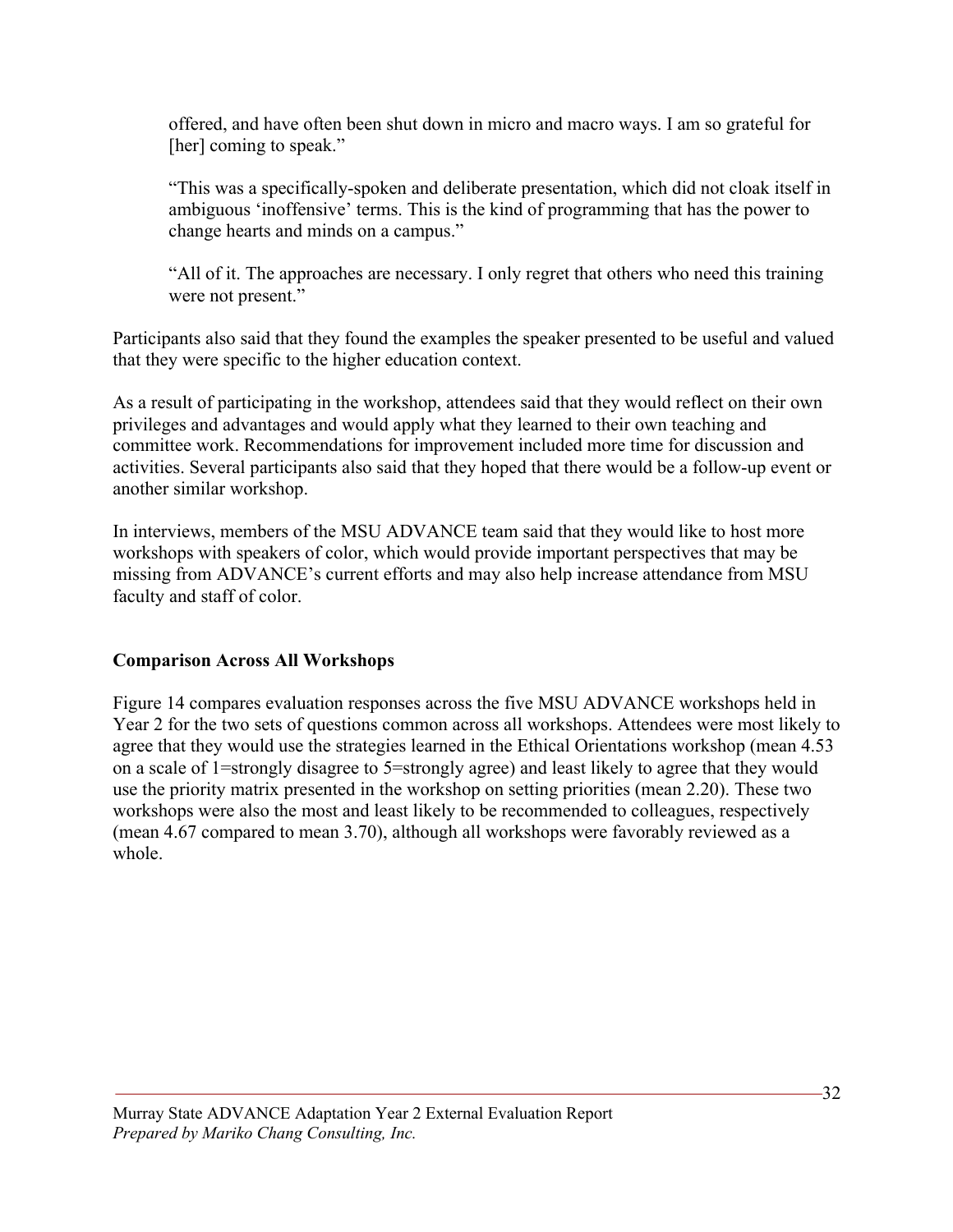> offered, and have often been shut down in micro and macro ways. I am so grateful for [her] coming to speak."
>
> "This was a specifically-spoken and deliberate presentation, which did not cloak itself in ambiguous 'inoffensive' terms. This is the kind of programming that has the power to change hearts and minds on a campus."
>
> "All of it. The approaches are necessary. I only regret that others who need this training were not present."

Participants also said that they found the examples the speaker presented to be useful and valued that they were specific to the higher education context.

As a result of participating in the workshop, attendees said that they would reflect on their own privileges and advantages and would apply what they learned to their own teaching and committee work. Recommendations for improvement included more time for discussion and activities. Several participants also said that they hoped that there would be a follow-up event or another similar workshop.

In interviews, members of the MSU ADVANCE team said that they would like to host more workshops with speakers of color, which would provide important perspectives that may be missing from ADVANCE's current efforts and may also help increase attendance from MSU faculty and staff of color.

**Comparison Across All Workshops**

Figure 14 compares evaluation responses across the five MSU ADVANCE workshops held in Year 2 for the two sets of questions common across all workshops. Attendees were most likely to agree that they would use the strategies learned in the Ethical Orientations workshop (mean 4.53 on a scale of 1=strongly disagree to 5=strongly agree) and least likely to agree that they would use the priority matrix presented in the workshop on setting priorities (mean 2.20). These two workshops were also the most and least likely to be recommended to colleagues, respectively (mean 4.67 compared to mean 3.70), although all workshops were favorably reviewed as a whole.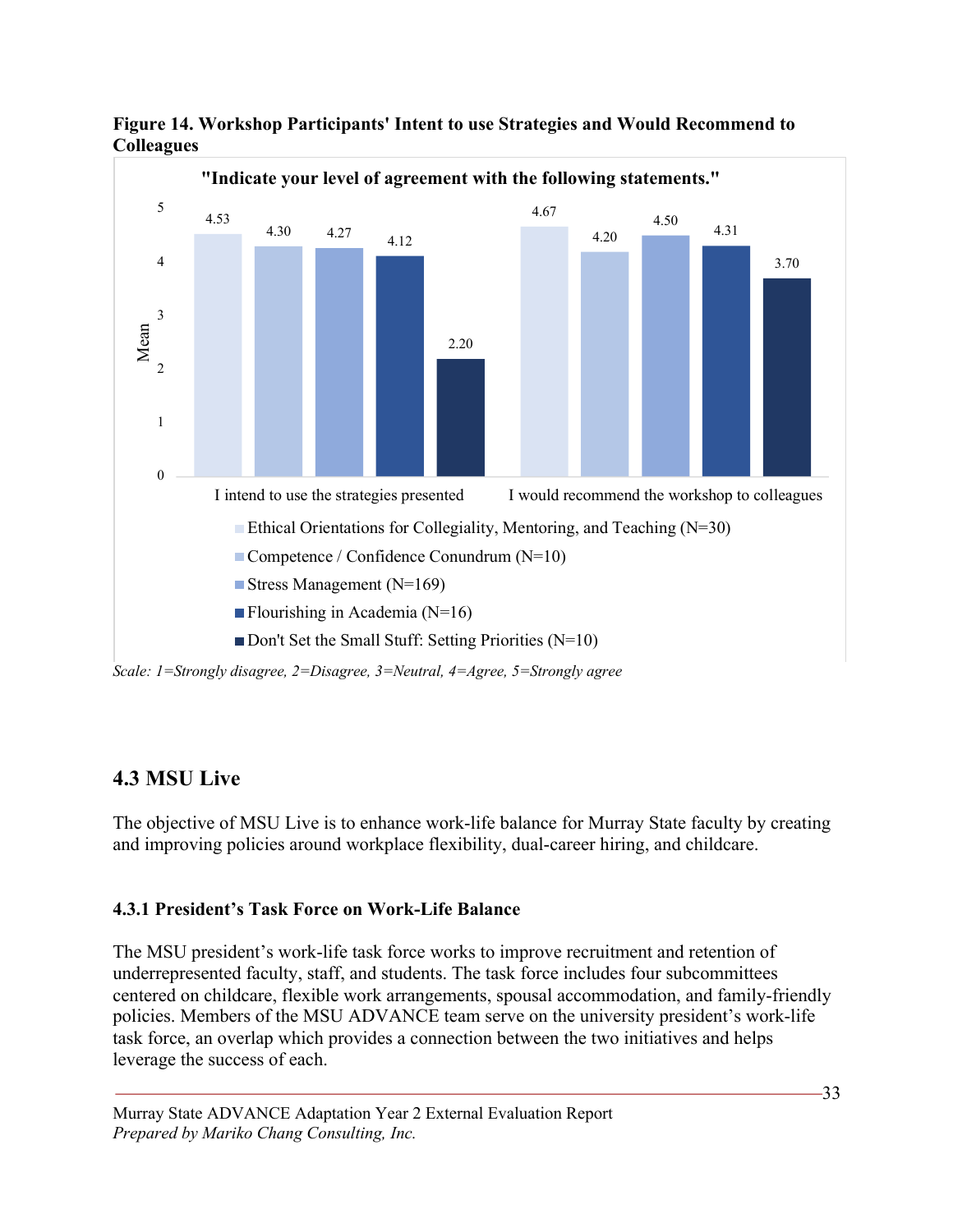**Figure 14. Workshop Participants' Intent to use Strategies and Would Recommend to Colleagues**

"Indicate your level of agreement with the following statements."

| Workshop | I intend to use the strategies presented | I would recommend the workshop to colleagues |
|---|---|---|
| Ethical Orientations for Collegiality, Mentoring, and Teaching (N=30) | 4.53 | 4.67 |
| Competence / Confidence Conundrum (N=10) | 4.30 | 4.20 |
| Stress Management (N=169) | 4.27 | 4.50 |
| Flourishing in Academia (N=16) | 4.12 | 4.31 |
| Don't Set the Small Stuff: Setting Priorities (N=10) | 2.20 | 3.70 |

*Scale: 1=Strongly disagree, 2=Disagree, 3=Neutral, 4=Agree, 5=Strongly agree*

## 4.3 MSU Live

The objective of MSU Live is to enhance work-life balance for Murray State faculty by creating and improving policies around workplace flexibility, dual-career hiring, and childcare.

### 4.3.1 President's Task Force on Work-Life Balance

The MSU president's work-life task force works to improve recruitment and retention of underrepresented faculty, staff, and students. The task force includes four subcommittees centered on childcare, flexible work arrangements, spousal accommodation, and family-friendly policies. Members of the MSU ADVANCE team serve on the university president's work-life task force, an overlap which provides a connection between the two initiatives and helps leverage the success of each.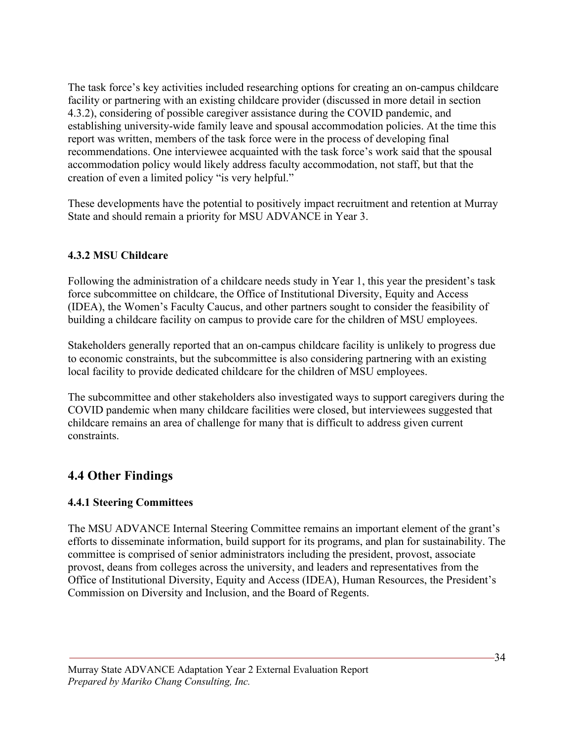The task force's key activities included researching options for creating an on-campus childcare facility or partnering with an existing childcare provider (discussed in more detail in section 4.3.2), considering of possible caregiver assistance during the COVID pandemic, and establishing university-wide family leave and spousal accommodation policies. At the time this report was written, members of the task force were in the process of developing final recommendations. One interviewee acquainted with the task force's work said that the spousal accommodation policy would likely address faculty accommodation, not staff, but that the creation of even a limited policy "is very helpful."

These developments have the potential to positively impact recruitment and retention at Murray State and should remain a priority for MSU ADVANCE in Year 3.

### 4.3.2 MSU Childcare

Following the administration of a childcare needs study in Year 1, this year the president's task force subcommittee on childcare, the Office of Institutional Diversity, Equity and Access (IDEA), the Women's Faculty Caucus, and other partners sought to consider the feasibility of building a childcare facility on campus to provide care for the children of MSU employees.

Stakeholders generally reported that an on-campus childcare facility is unlikely to progress due to economic constraints, but the subcommittee is also considering partnering with an existing local facility to provide dedicated childcare for the children of MSU employees.

The subcommittee and other stakeholders also investigated ways to support caregivers during the COVID pandemic when many childcare facilities were closed, but interviewees suggested that childcare remains an area of challenge for many that is difficult to address given current constraints.

## 4.4 Other Findings

### 4.4.1 Steering Committees

The MSU ADVANCE Internal Steering Committee remains an important element of the grant's efforts to disseminate information, build support for its programs, and plan for sustainability. The committee is comprised of senior administrators including the president, provost, associate provost, deans from colleges across the university, and leaders and representatives from the Office of Institutional Diversity, Equity and Access (IDEA), Human Resources, the President's Commission on Diversity and Inclusion, and the Board of Regents.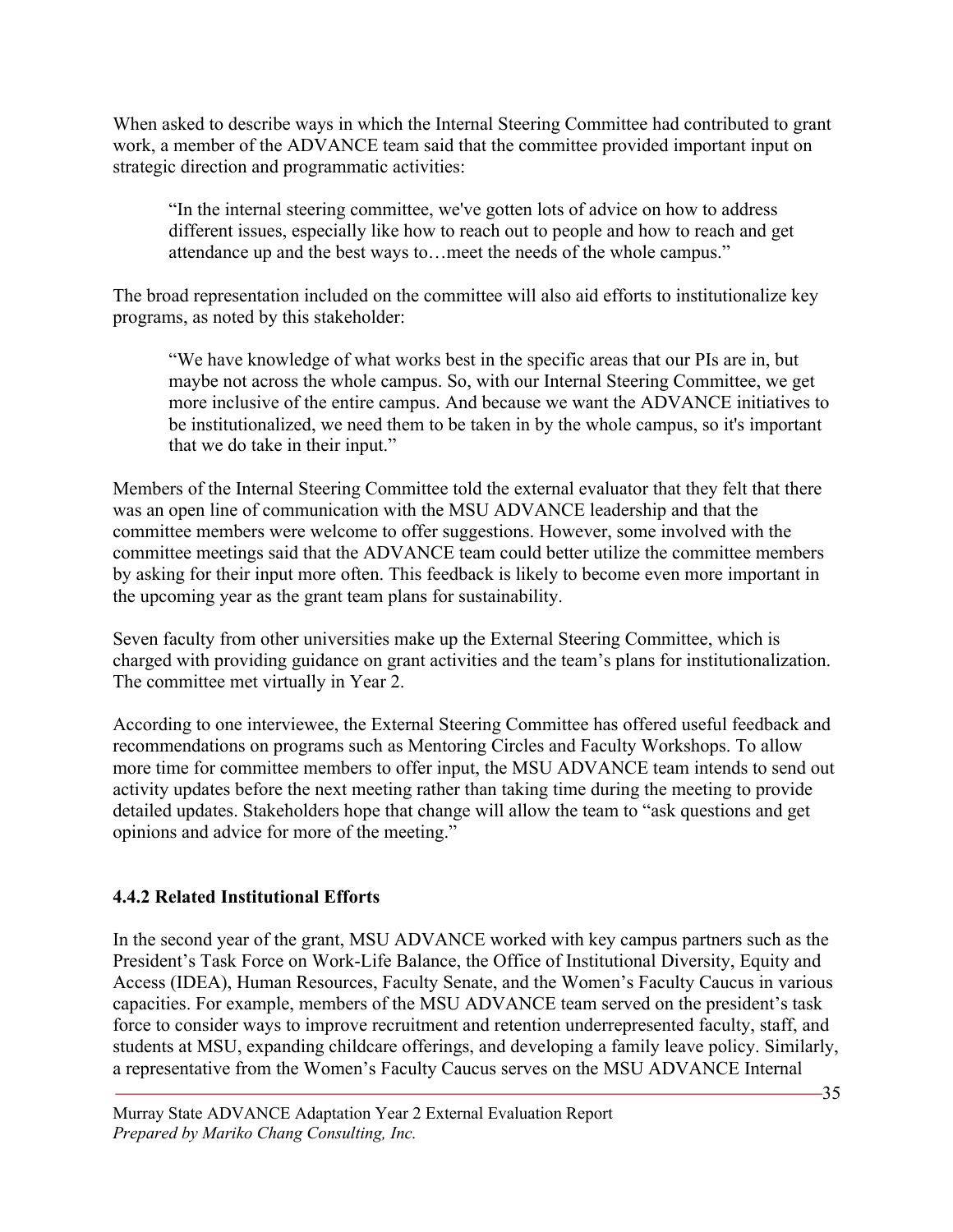When asked to describe ways in which the Internal Steering Committee had contributed to grant work, a member of the ADVANCE team said that the committee provided important input on strategic direction and programmatic activities:

> "In the internal steering committee, we've gotten lots of advice on how to address different issues, especially like how to reach out to people and how to reach and get attendance up and the best ways to…meet the needs of the whole campus."

The broad representation included on the committee will also aid efforts to institutionalize key programs, as noted by this stakeholder:

> "We have knowledge of what works best in the specific areas that our PIs are in, but maybe not across the whole campus. So, with our Internal Steering Committee, we get more inclusive of the entire campus. And because we want the ADVANCE initiatives to be institutionalized, we need them to be taken in by the whole campus, so it's important that we do take in their input."

Members of the Internal Steering Committee told the external evaluator that they felt that there was an open line of communication with the MSU ADVANCE leadership and that the committee members were welcome to offer suggestions. However, some involved with the committee meetings said that the ADVANCE team could better utilize the committee members by asking for their input more often. This feedback is likely to become even more important in the upcoming year as the grant team plans for sustainability.

Seven faculty from other universities make up the External Steering Committee, which is charged with providing guidance on grant activities and the team's plans for institutionalization. The committee met virtually in Year 2.

According to one interviewee, the External Steering Committee has offered useful feedback and recommendations on programs such as Mentoring Circles and Faculty Workshops. To allow more time for committee members to offer input, the MSU ADVANCE team intends to send out activity updates before the next meeting rather than taking time during the meeting to provide detailed updates. Stakeholders hope that change will allow the team to "ask questions and get opinions and advice for more of the meeting."

### 4.4.2 Related Institutional Efforts

In the second year of the grant, MSU ADVANCE worked with key campus partners such as the President's Task Force on Work-Life Balance, the Office of Institutional Diversity, Equity and Access (IDEA), Human Resources, Faculty Senate, and the Women's Faculty Caucus in various capacities. For example, members of the MSU ADVANCE team served on the president's task force to consider ways to improve recruitment and retention underrepresented faculty, staff, and students at MSU, expanding childcare offerings, and developing a family leave policy. Similarly, a representative from the Women's Faculty Caucus serves on the MSU ADVANCE Internal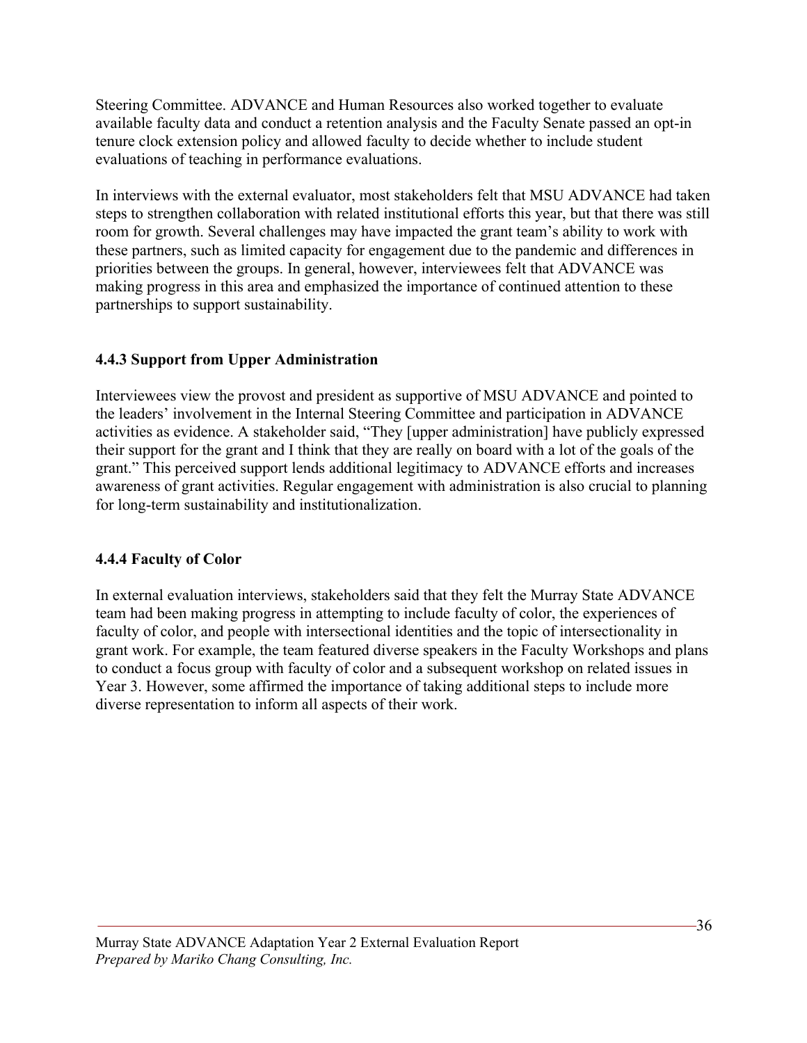Steering Committee. ADVANCE and Human Resources also worked together to evaluate available faculty data and conduct a retention analysis and the Faculty Senate passed an opt-in tenure clock extension policy and allowed faculty to decide whether to include student evaluations of teaching in performance evaluations.

In interviews with the external evaluator, most stakeholders felt that MSU ADVANCE had taken steps to strengthen collaboration with related institutional efforts this year, but that there was still room for growth. Several challenges may have impacted the grant team's ability to work with these partners, such as limited capacity for engagement due to the pandemic and differences in priorities between the groups. In general, however, interviewees felt that ADVANCE was making progress in this area and emphasized the importance of continued attention to these partnerships to support sustainability.

### 4.4.3 Support from Upper Administration

Interviewees view the provost and president as supportive of MSU ADVANCE and pointed to the leaders' involvement in the Internal Steering Committee and participation in ADVANCE activities as evidence. A stakeholder said, "They [upper administration] have publicly expressed their support for the grant and I think that they are really on board with a lot of the goals of the grant." This perceived support lends additional legitimacy to ADVANCE efforts and increases awareness of grant activities. Regular engagement with administration is also crucial to planning for long-term sustainability and institutionalization.

### 4.4.4 Faculty of Color

In external evaluation interviews, stakeholders said that they felt the Murray State ADVANCE team had been making progress in attempting to include faculty of color, the experiences of faculty of color, and people with intersectional identities and the topic of intersectionality in grant work. For example, the team featured diverse speakers in the Faculty Workshops and plans to conduct a focus group with faculty of color and a subsequent workshop on related issues in Year 3. However, some affirmed the importance of taking additional steps to include more diverse representation to inform all aspects of their work.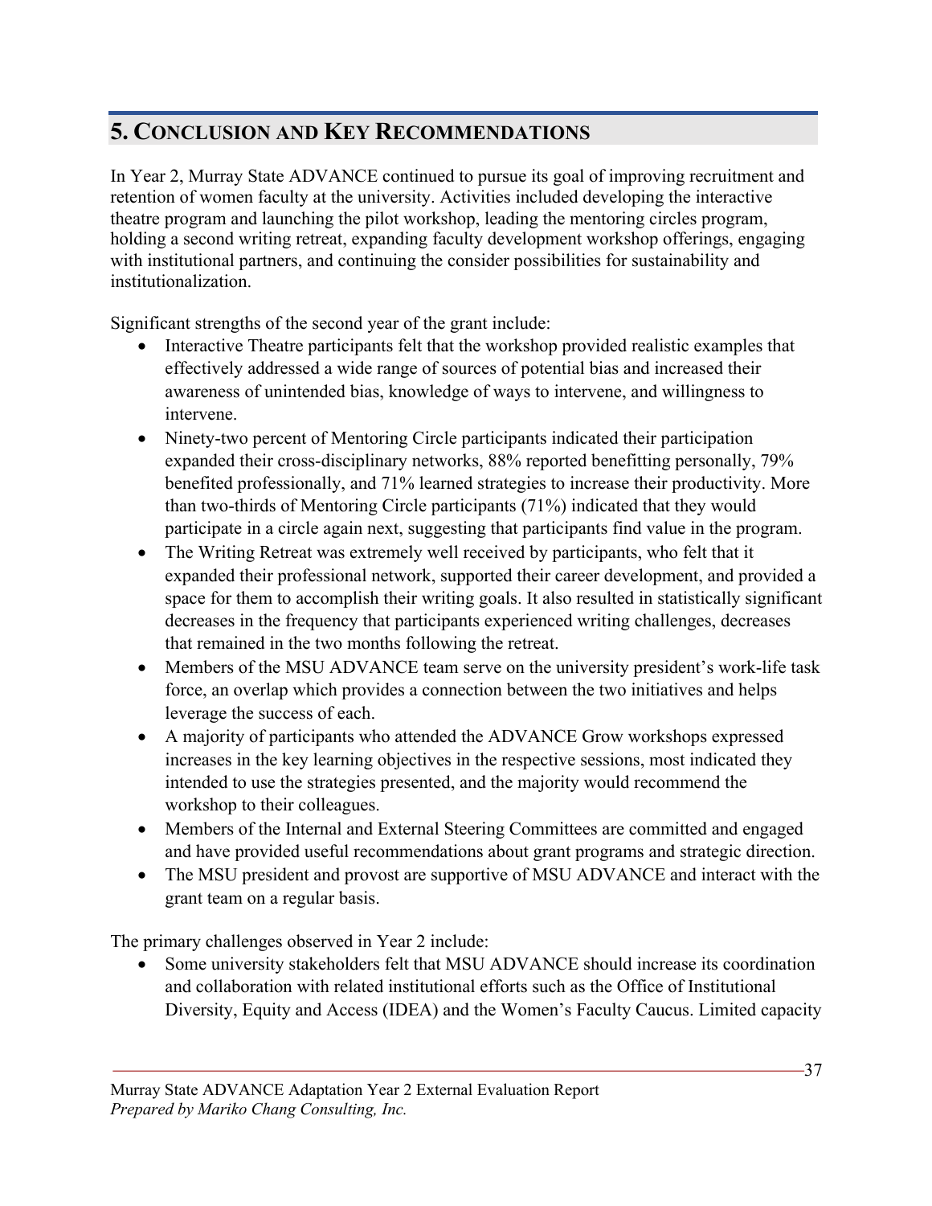## 5. Conclusion and Key Recommendations

In Year 2, Murray State ADVANCE continued to pursue its goal of improving recruitment and retention of women faculty at the university. Activities included developing the interactive theatre program and launching the pilot workshop, leading the mentoring circles program, holding a second writing retreat, expanding faculty development workshop offerings, engaging with institutional partners, and continuing the consider possibilities for sustainability and institutionalization.

Significant strengths of the second year of the grant include:

- Interactive Theatre participants felt that the workshop provided realistic examples that effectively addressed a wide range of sources of potential bias and increased their awareness of unintended bias, knowledge of ways to intervene, and willingness to intervene.
- Ninety-two percent of Mentoring Circle participants indicated their participation expanded their cross-disciplinary networks, 88% reported benefitting personally, 79% benefited professionally, and 71% learned strategies to increase their productivity. More than two-thirds of Mentoring Circle participants (71%) indicated that they would participate in a circle again next, suggesting that participants find value in the program.
- The Writing Retreat was extremely well received by participants, who felt that it expanded their professional network, supported their career development, and provided a space for them to accomplish their writing goals. It also resulted in statistically significant decreases in the frequency that participants experienced writing challenges, decreases that remained in the two months following the retreat.
- Members of the MSU ADVANCE team serve on the university president's work-life task force, an overlap which provides a connection between the two initiatives and helps leverage the success of each.
- A majority of participants who attended the ADVANCE Grow workshops expressed increases in the key learning objectives in the respective sessions, most indicated they intended to use the strategies presented, and the majority would recommend the workshop to their colleagues.
- Members of the Internal and External Steering Committees are committed and engaged and have provided useful recommendations about grant programs and strategic direction.
- The MSU president and provost are supportive of MSU ADVANCE and interact with the grant team on a regular basis.

The primary challenges observed in Year 2 include:

- Some university stakeholders felt that MSU ADVANCE should increase its coordination and collaboration with related institutional efforts such as the Office of Institutional Diversity, Equity and Access (IDEA) and the Women's Faculty Caucus. Limited capacity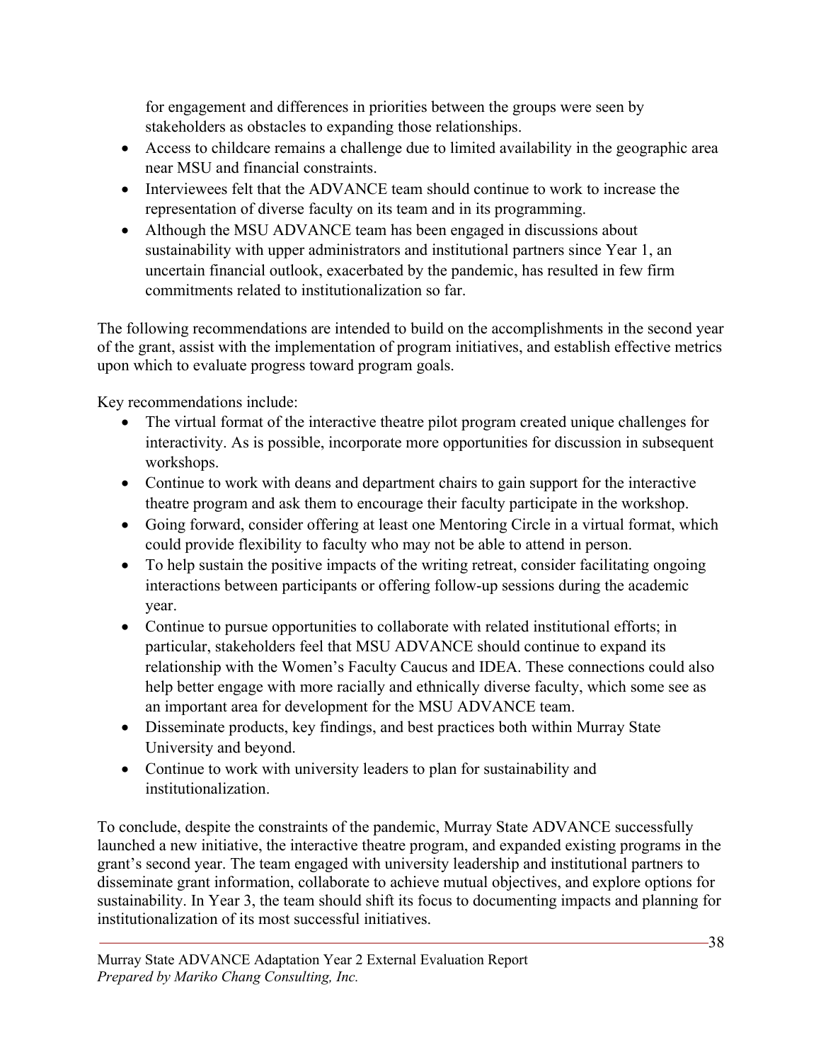for engagement and differences in priorities between the groups were seen by stakeholders as obstacles to expanding those relationships.

- Access to childcare remains a challenge due to limited availability in the geographic area near MSU and financial constraints.
- Interviewees felt that the ADVANCE team should continue to work to increase the representation of diverse faculty on its team and in its programming.
- Although the MSU ADVANCE team has been engaged in discussions about sustainability with upper administrators and institutional partners since Year 1, an uncertain financial outlook, exacerbated by the pandemic, has resulted in few firm commitments related to institutionalization so far.

The following recommendations are intended to build on the accomplishments in the second year of the grant, assist with the implementation of program initiatives, and establish effective metrics upon which to evaluate progress toward program goals.

Key recommendations include:

- The virtual format of the interactive theatre pilot program created unique challenges for interactivity. As is possible, incorporate more opportunities for discussion in subsequent workshops.
- Continue to work with deans and department chairs to gain support for the interactive theatre program and ask them to encourage their faculty participate in the workshop.
- Going forward, consider offering at least one Mentoring Circle in a virtual format, which could provide flexibility to faculty who may not be able to attend in person.
- To help sustain the positive impacts of the writing retreat, consider facilitating ongoing interactions between participants or offering follow-up sessions during the academic year.
- Continue to pursue opportunities to collaborate with related institutional efforts; in particular, stakeholders feel that MSU ADVANCE should continue to expand its relationship with the Women's Faculty Caucus and IDEA. These connections could also help better engage with more racially and ethnically diverse faculty, which some see as an important area for development for the MSU ADVANCE team.
- Disseminate products, key findings, and best practices both within Murray State University and beyond.
- Continue to work with university leaders to plan for sustainability and institutionalization.

To conclude, despite the constraints of the pandemic, Murray State ADVANCE successfully launched a new initiative, the interactive theatre program, and expanded existing programs in the grant's second year. The team engaged with university leadership and institutional partners to disseminate grant information, collaborate to achieve mutual objectives, and explore options for sustainability. In Year 3, the team should shift its focus to documenting impacts and planning for institutionalization of its most successful initiatives.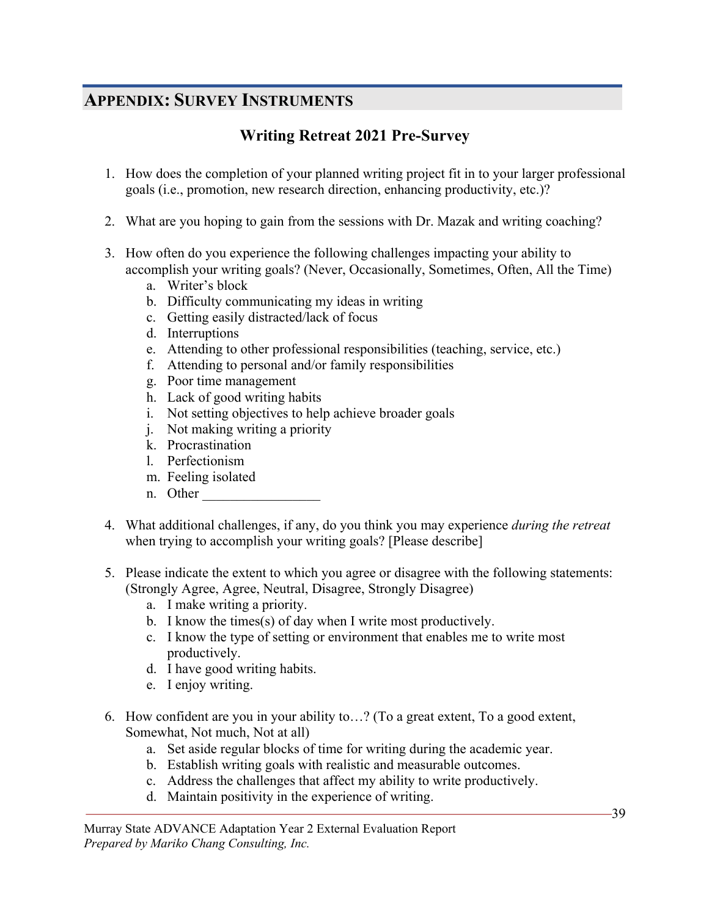## APPENDIX: SURVEY INSTRUMENTS

### Writing Retreat 2021 Pre-Survey

1. How does the completion of your planned writing project fit in to your larger professional goals (i.e., promotion, new research direction, enhancing productivity, etc.)?

2. What are you hoping to gain from the sessions with Dr. Mazak and writing coaching?

3. How often do you experience the following challenges impacting your ability to accomplish your writing goals? (Never, Occasionally, Sometimes, Often, All the Time)
   a. Writer's block
   b. Difficulty communicating my ideas in writing
   c. Getting easily distracted/lack of focus
   d. Interruptions
   e. Attending to other professional responsibilities (teaching, service, etc.)
   f. Attending to personal and/or family responsibilities
   g. Poor time management
   h. Lack of good writing habits
   i. Not setting objectives to help achieve broader goals
   j. Not making writing a priority
   k. Procrastination
   l. Perfectionism
   m. Feeling isolated
   n. Other _________________

4. What additional challenges, if any, do you think you may experience *during the retreat* when trying to accomplish your writing goals? [Please describe]

5. Please indicate the extent to which you agree or disagree with the following statements: (Strongly Agree, Agree, Neutral, Disagree, Strongly Disagree)
   a. I make writing a priority.
   b. I know the times(s) of day when I write most productively.
   c. I know the type of setting or environment that enables me to write most productively.
   d. I have good writing habits.
   e. I enjoy writing.

6. How confident are you in your ability to…? (To a great extent, To a good extent, Somewhat, Not much, Not at all)
   a. Set aside regular blocks of time for writing during the academic year.
   b. Establish writing goals with realistic and measurable outcomes.
   c. Address the challenges that affect my ability to write productively.
   d. Maintain positivity in the experience of writing.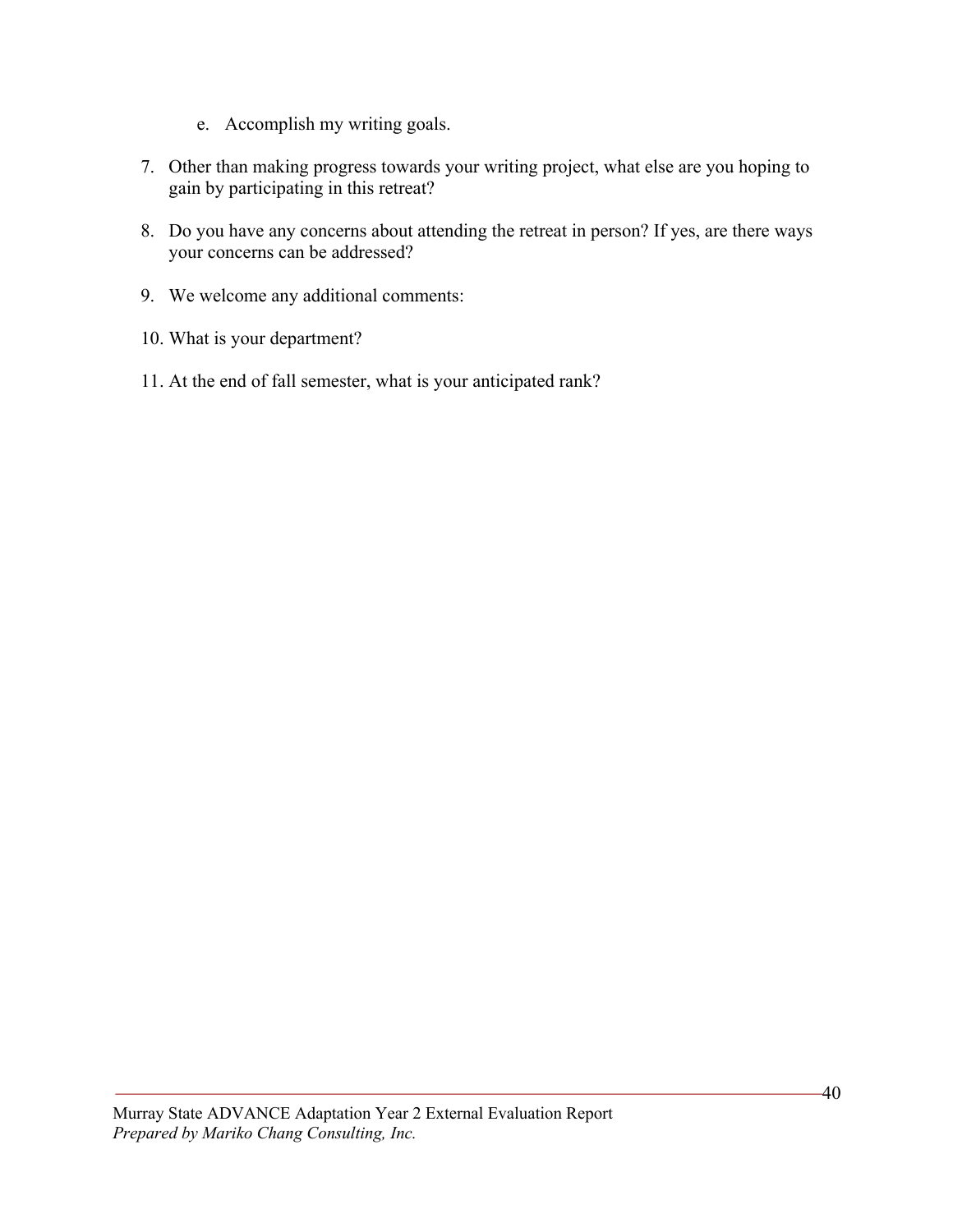e. Accomplish my writing goals.

7. Other than making progress towards your writing project, what else are you hoping to gain by participating in this retreat?

8. Do you have any concerns about attending the retreat in person? If yes, are there ways your concerns can be addressed?

9. We welcome any additional comments:

10. What is your department?

11. At the end of fall semester, what is your anticipated rank?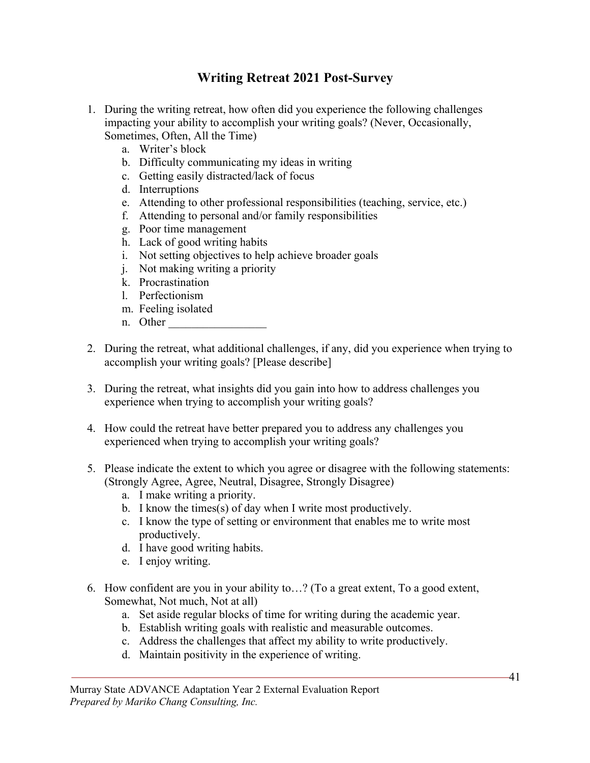## Writing Retreat 2021 Post-Survey

1. During the writing retreat, how often did you experience the following challenges impacting your ability to accomplish your writing goals? (Never, Occasionally, Sometimes, Often, All the Time)
    a. Writer's block
    b. Difficulty communicating my ideas in writing
    c. Getting easily distracted/lack of focus
    d. Interruptions
    e. Attending to other professional responsibilities (teaching, service, etc.)
    f. Attending to personal and/or family responsibilities
    g. Poor time management
    h. Lack of good writing habits
    i. Not setting objectives to help achieve broader goals
    j. Not making writing a priority
    k. Procrastination
    l. Perfectionism
    m. Feeling isolated
    n. Other _________________

2. During the retreat, what additional challenges, if any, did you experience when trying to accomplish your writing goals? [Please describe]

3. During the retreat, what insights did you gain into how to address challenges you experience when trying to accomplish your writing goals?

4. How could the retreat have better prepared you to address any challenges you experienced when trying to accomplish your writing goals?

5. Please indicate the extent to which you agree or disagree with the following statements: (Strongly Agree, Agree, Neutral, Disagree, Strongly Disagree)
    a. I make writing a priority.
    b. I know the times(s) of day when I write most productively.
    c. I know the type of setting or environment that enables me to write most productively.
    d. I have good writing habits.
    e. I enjoy writing.

6. How confident are you in your ability to…? (To a great extent, To a good extent, Somewhat, Not much, Not at all)
    a. Set aside regular blocks of time for writing during the academic year.
    b. Establish writing goals with realistic and measurable outcomes.
    c. Address the challenges that affect my ability to write productively.
    d. Maintain positivity in the experience of writing.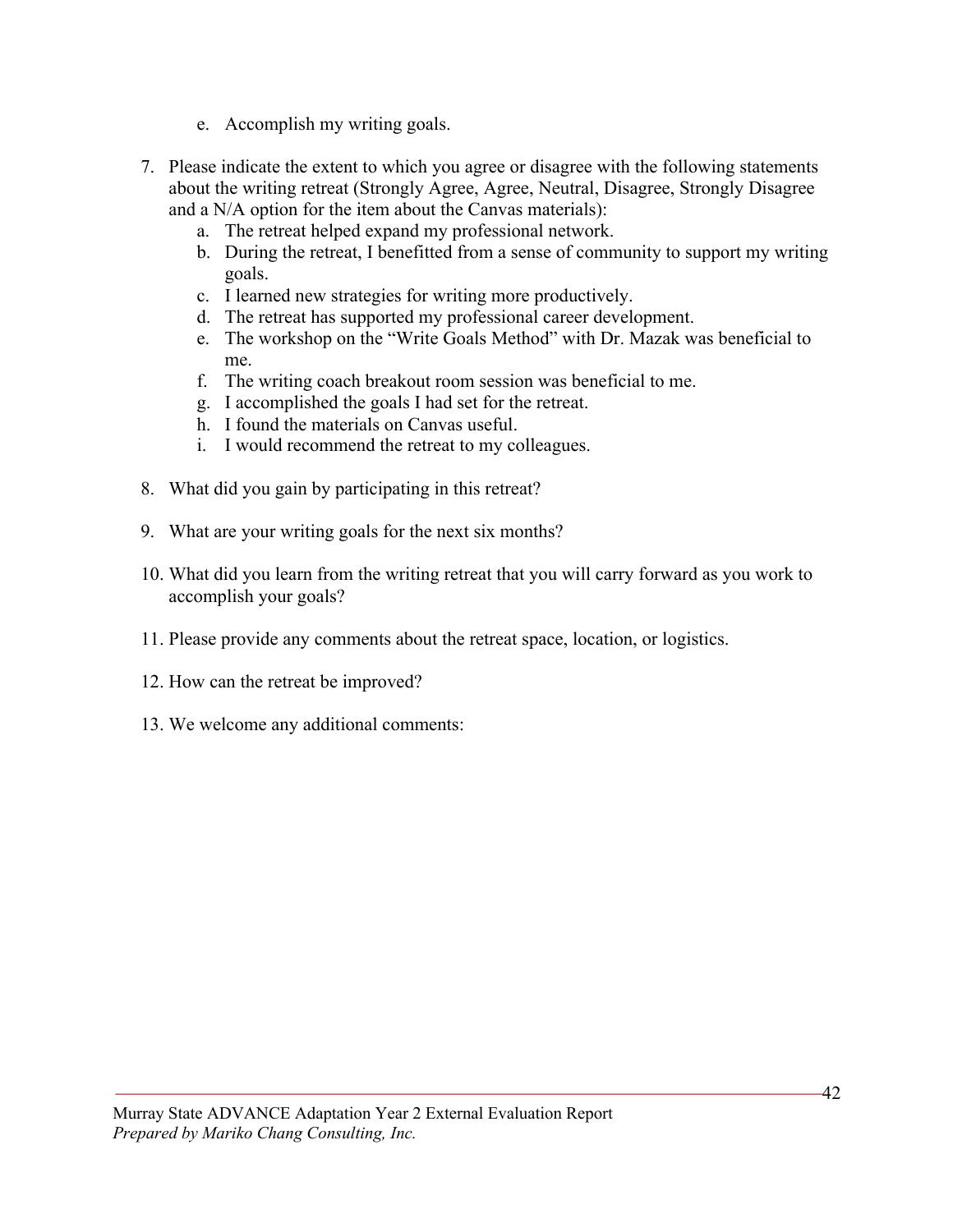e. Accomplish my writing goals.

7. Please indicate the extent to which you agree or disagree with the following statements about the writing retreat (Strongly Agree, Agree, Neutral, Disagree, Strongly Disagree and a N/A option for the item about the Canvas materials):
   a. The retreat helped expand my professional network.
   b. During the retreat, I benefitted from a sense of community to support my writing goals.
   c. I learned new strategies for writing more productively.
   d. The retreat has supported my professional career development.
   e. The workshop on the "Write Goals Method" with Dr. Mazak was beneficial to me.
   f. The writing coach breakout room session was beneficial to me.
   g. I accomplished the goals I had set for the retreat.
   h. I found the materials on Canvas useful.
   i. I would recommend the retreat to my colleagues.

8. What did you gain by participating in this retreat?

9. What are your writing goals for the next six months?

10. What did you learn from the writing retreat that you will carry forward as you work to accomplish your goals?

11. Please provide any comments about the retreat space, location, or logistics.

12. How can the retreat be improved?

13. We welcome any additional comments: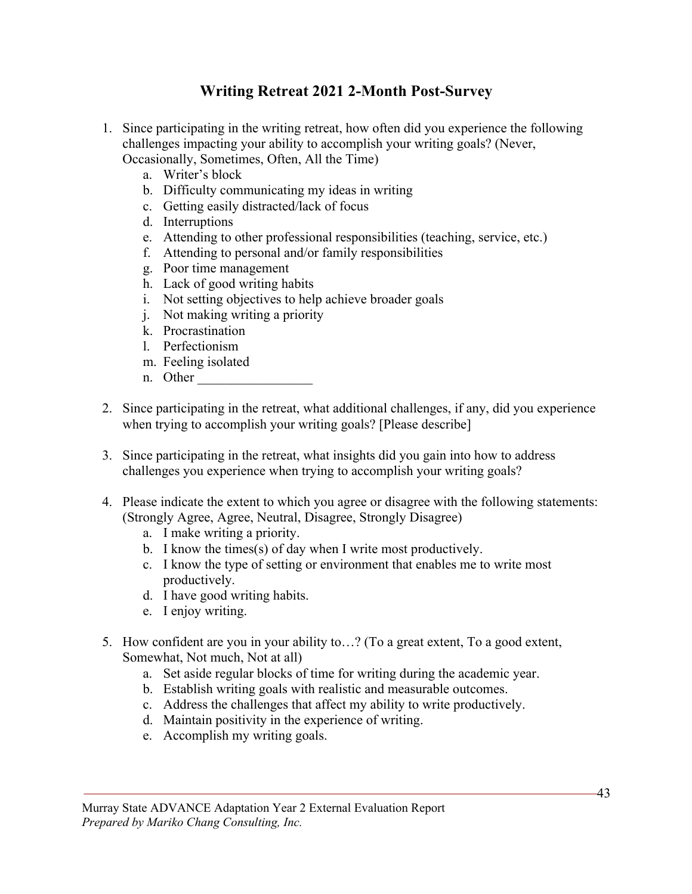# Writing Retreat 2021 2-Month Post-Survey

1. Since participating in the writing retreat, how often did you experience the following challenges impacting your ability to accomplish your writing goals? (Never, Occasionally, Sometimes, Often, All the Time)
   a. Writer's block
   b. Difficulty communicating my ideas in writing
   c. Getting easily distracted/lack of focus
   d. Interruptions
   e. Attending to other professional responsibilities (teaching, service, etc.)
   f. Attending to personal and/or family responsibilities
   g. Poor time management
   h. Lack of good writing habits
   i. Not setting objectives to help achieve broader goals
   j. Not making writing a priority
   k. Procrastination
   l. Perfectionism
   m. Feeling isolated
   n. Other _________________

2. Since participating in the retreat, what additional challenges, if any, did you experience when trying to accomplish your writing goals? [Please describe]

3. Since participating in the retreat, what insights did you gain into how to address challenges you experience when trying to accomplish your writing goals?

4. Please indicate the extent to which you agree or disagree with the following statements: (Strongly Agree, Agree, Neutral, Disagree, Strongly Disagree)
   a. I make writing a priority.
   b. I know the times(s) of day when I write most productively.
   c. I know the type of setting or environment that enables me to write most productively.
   d. I have good writing habits.
   e. I enjoy writing.

5. How confident are you in your ability to…? (To a great extent, To a good extent, Somewhat, Not much, Not at all)
   a. Set aside regular blocks of time for writing during the academic year.
   b. Establish writing goals with realistic and measurable outcomes.
   c. Address the challenges that affect my ability to write productively.
   d. Maintain positivity in the experience of writing.
   e. Accomplish my writing goals.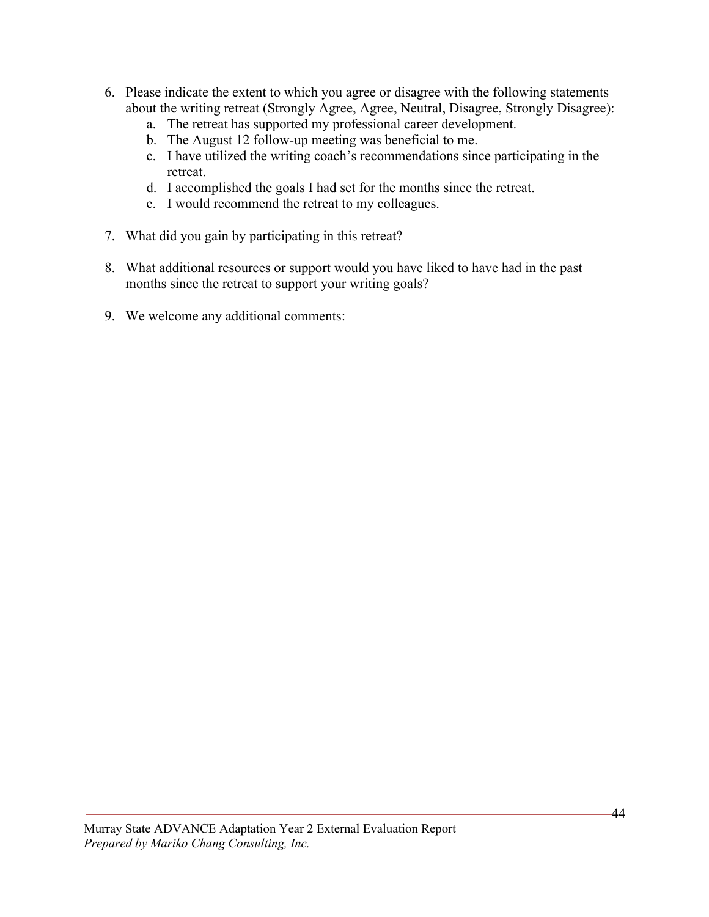6. Please indicate the extent to which you agree or disagree with the following statements about the writing retreat (Strongly Agree, Agree, Neutral, Disagree, Strongly Disagree):
    a. The retreat has supported my professional career development.
    b. The August 12 follow-up meeting was beneficial to me.
    c. I have utilized the writing coach's recommendations since participating in the retreat.
    d. I accomplished the goals I had set for the months since the retreat.
    e. I would recommend the retreat to my colleagues.

7. What did you gain by participating in this retreat?

8. What additional resources or support would you have liked to have had in the past months since the retreat to support your writing goals?

9. We welcome any additional comments: